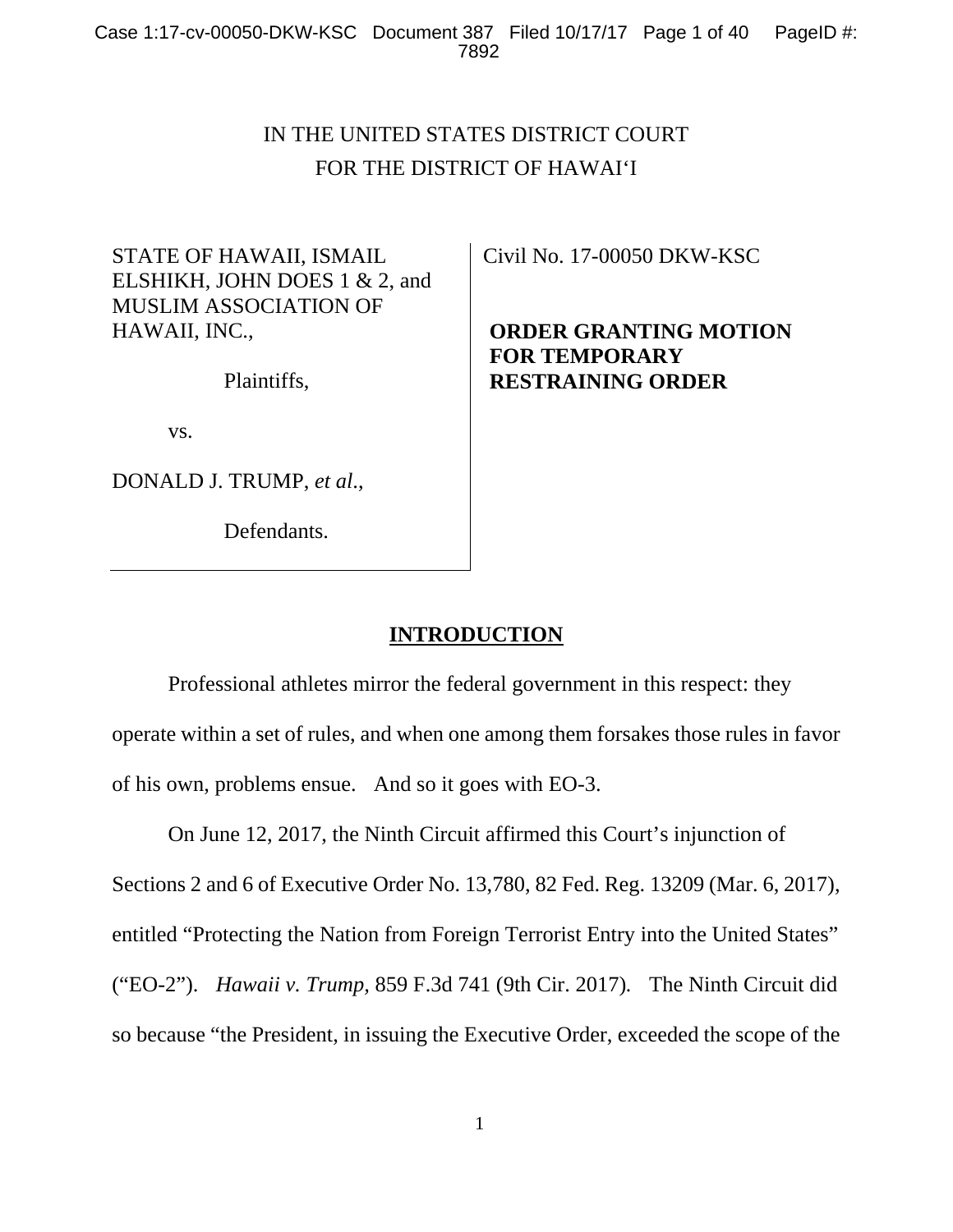IN THE UNITED STATES DISTRICT COURT
FOR THE DISTRICT OF HAWAI'I

| | |
|---|---|
| STATE OF HAWAII, ISMAIL ELSHIKH, JOHN DOES 1 & 2, and MUSLIM ASSOCIATION OF HAWAII, INC.,<br><br>Plaintiffs,<br><br>vs.<br><br>DONALD J. TRUMP, *et al*.,<br><br>Defendants. | Civil No. 17-00050 DKW-KSC<br><br>**ORDER GRANTING MOTION FOR TEMPORARY RESTRAINING ORDER** |

## INTRODUCTION

Professional athletes mirror the federal government in this respect: they operate within a set of rules, and when one among them forsakes those rules in favor of his own, problems ensue. And so it goes with EO-3.

On June 12, 2017, the Ninth Circuit affirmed this Court's injunction of Sections 2 and 6 of Executive Order No. 13,780, 82 Fed. Reg. 13209 (Mar. 6, 2017), entitled "Protecting the Nation from Foreign Terrorist Entry into the United States" ("EO-2"). *Hawaii v. Trump,* 859 F.3d 741 (9th Cir. 2017). The Ninth Circuit did so because "the President, in issuing the Executive Order, exceeded the scope of the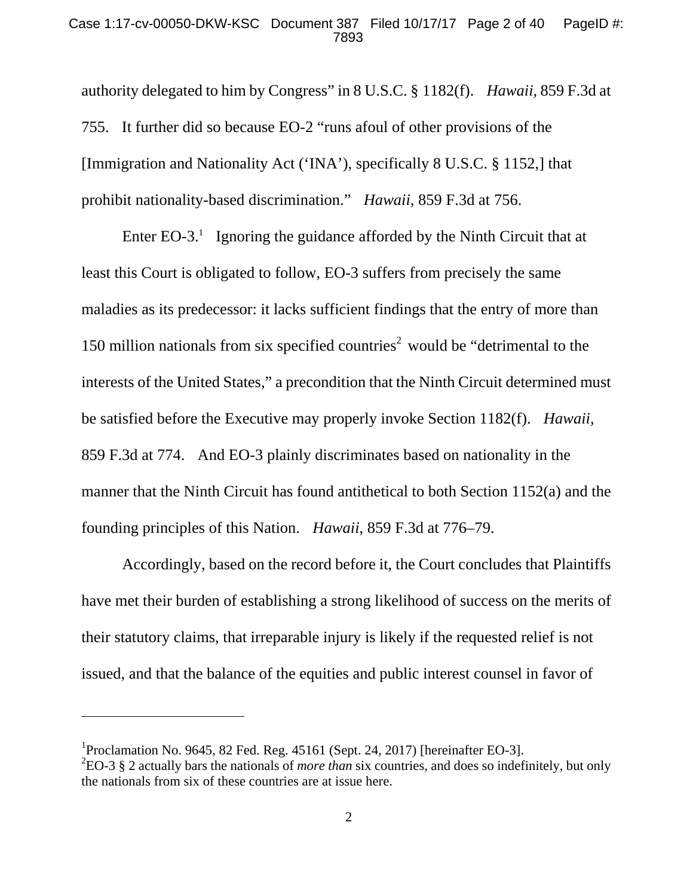authority delegated to him by Congress" in 8 U.S.C. § 1182(f). *Hawaii*, 859 F.3d at 755. It further did so because EO-2 "runs afoul of other provisions of the [Immigration and Nationality Act ('INA'), specifically 8 U.S.C. § 1152,] that prohibit nationality-based discrimination." *Hawaii*, 859 F.3d at 756.

Enter EO-3.[1] Ignoring the guidance afforded by the Ninth Circuit that at least this Court is obligated to follow, EO-3 suffers from precisely the same maladies as its predecessor: it lacks sufficient findings that the entry of more than 150 million nationals from six specified countries[2] would be "detrimental to the interests of the United States," a precondition that the Ninth Circuit determined must be satisfied before the Executive may properly invoke Section 1182(f). *Hawaii*, 859 F.3d at 774. And EO-3 plainly discriminates based on nationality in the manner that the Ninth Circuit has found antithetical to both Section 1152(a) and the founding principles of this Nation. *Hawaii*, 859 F.3d at 776–79.

Accordingly, based on the record before it, the Court concludes that Plaintiffs have met their burden of establishing a strong likelihood of success on the merits of their statutory claims, that irreparable injury is likely if the requested relief is not issued, and that the balance of the equities and public interest counsel in favor of

---

[1] Proclamation No. 9645, 82 Fed. Reg. 45161 (Sept. 24, 2017) [hereinafter EO-3].

[2] EO-3 § 2 actually bars the nationals of *more than* six countries, and does so indefinitely, but only the nationals from six of these countries are at issue here.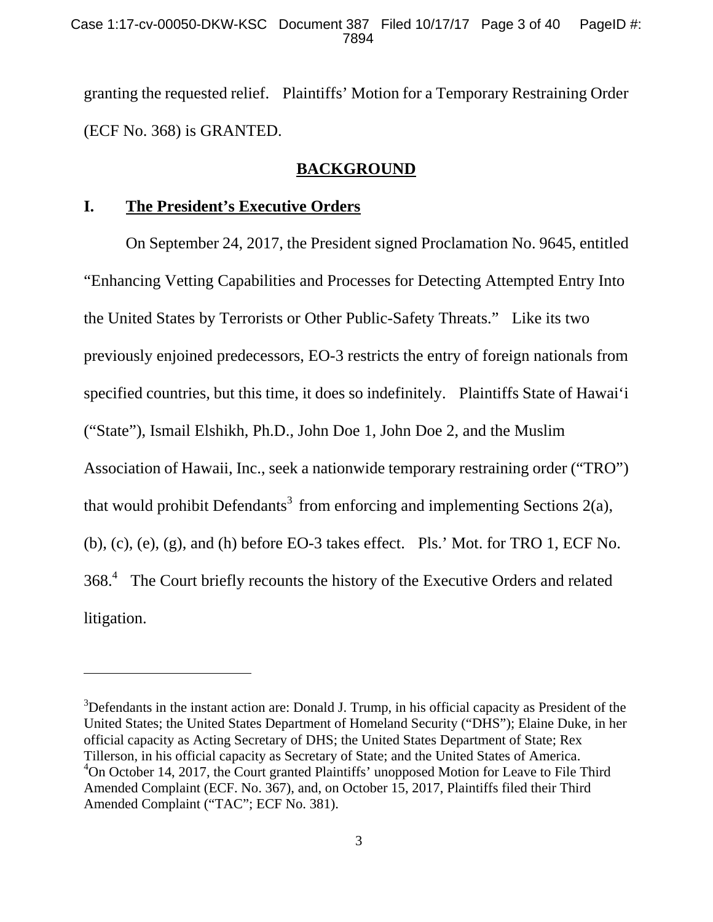granting the requested relief. Plaintiffs' Motion for a Temporary Restraining Order (ECF No. 368) is GRANTED.

## BACKGROUND

### I. The President's Executive Orders

On September 24, 2017, the President signed Proclamation No. 9645, entitled "Enhancing Vetting Capabilities and Processes for Detecting Attempted Entry Into the United States by Terrorists or Other Public-Safety Threats." Like its two previously enjoined predecessors, EO-3 restricts the entry of foreign nationals from specified countries, but this time, it does so indefinitely. Plaintiffs State of Hawai'i ("State"), Ismail Elshikh, Ph.D., John Doe 1, John Doe 2, and the Muslim Association of Hawaii, Inc., seek a nationwide temporary restraining order ("TRO") that would prohibit Defendants[3] from enforcing and implementing Sections 2(a), (b), (c), (e), (g), and (h) before EO-3 takes effect. Pls.' Mot. for TRO 1, ECF No. 368.[4] The Court briefly recounts the history of the Executive Orders and related litigation.

---

[3]Defendants in the instant action are: Donald J. Trump, in his official capacity as President of the United States; the United States Department of Homeland Security ("DHS"); Elaine Duke, in her official capacity as Acting Secretary of DHS; the United States Department of State; Rex Tillerson, in his official capacity as Secretary of State; and the United States of America.

[4]On October 14, 2017, the Court granted Plaintiffs' unopposed Motion for Leave to File Third Amended Complaint (ECF. No. 367), and, on October 15, 2017, Plaintiffs filed their Third Amended Complaint ("TAC"; ECF No. 381).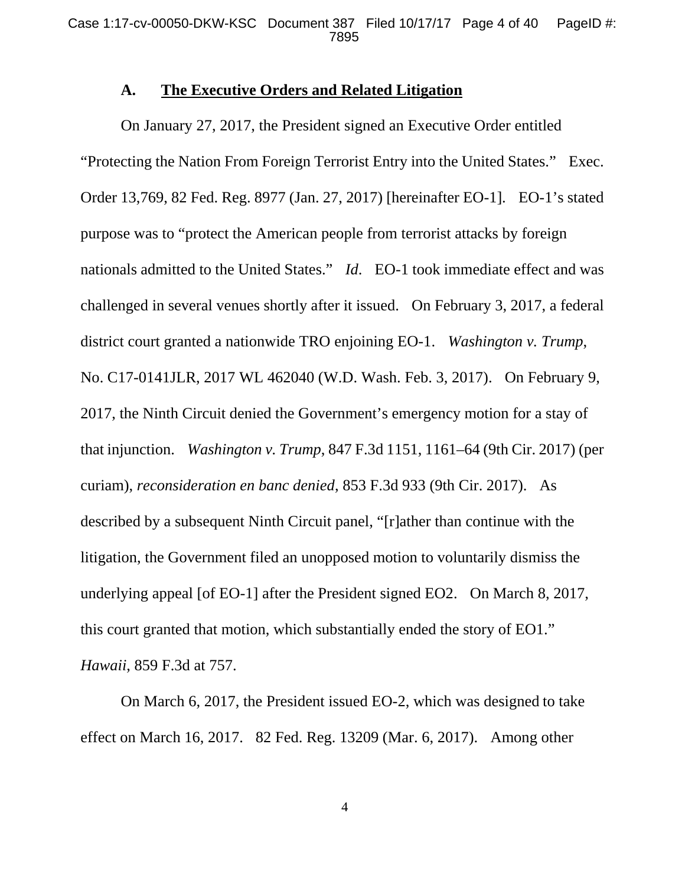### A. **The Executive Orders and Related Litigation**

On January 27, 2017, the President signed an Executive Order entitled "Protecting the Nation From Foreign Terrorist Entry into the United States." Exec. Order 13,769, 82 Fed. Reg. 8977 (Jan. 27, 2017) [hereinafter EO-1]. EO-1's stated purpose was to "protect the American people from terrorist attacks by foreign nationals admitted to the United States." *Id*. EO-1 took immediate effect and was challenged in several venues shortly after it issued. On February 3, 2017, a federal district court granted a nationwide TRO enjoining EO-1. *Washington v. Trump*, No. C17-0141JLR, 2017 WL 462040 (W.D. Wash. Feb. 3, 2017). On February 9, 2017, the Ninth Circuit denied the Government's emergency motion for a stay of that injunction. *Washington v. Trump*, 847 F.3d 1151, 1161–64 (9th Cir. 2017) (per curiam), *reconsideration en banc denied*, 853 F.3d 933 (9th Cir. 2017). As described by a subsequent Ninth Circuit panel, "[r]ather than continue with the litigation, the Government filed an unopposed motion to voluntarily dismiss the underlying appeal [of EO-1] after the President signed EO2. On March 8, 2017, this court granted that motion, which substantially ended the story of EO1." *Hawaii*, 859 F.3d at 757.

On March 6, 2017, the President issued EO-2, which was designed to take effect on March 16, 2017. 82 Fed. Reg. 13209 (Mar. 6, 2017). Among other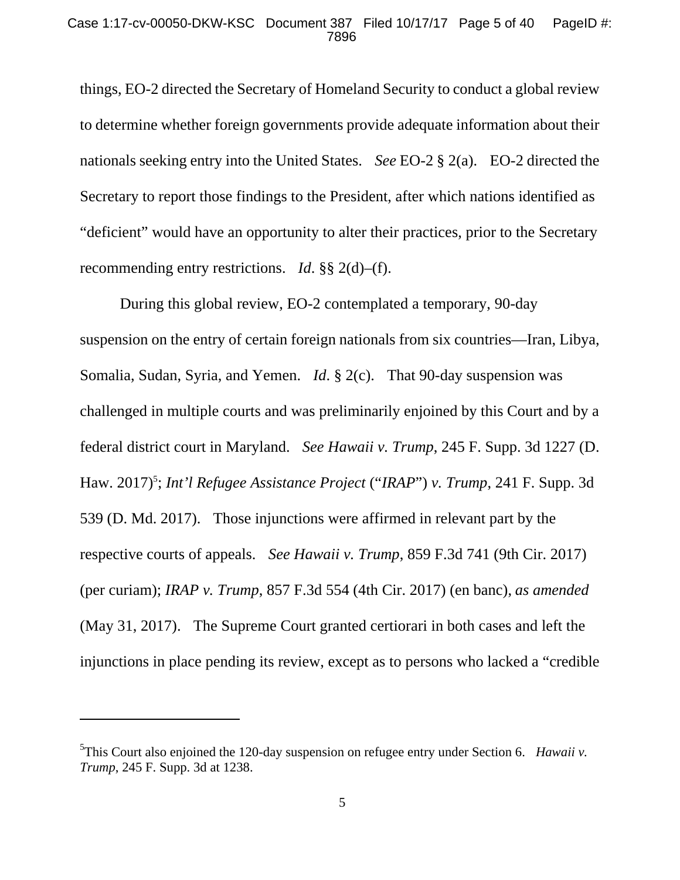things, EO-2 directed the Secretary of Homeland Security to conduct a global review to determine whether foreign governments provide adequate information about their nationals seeking entry into the United States. *See* EO-2 § 2(a). EO-2 directed the Secretary to report those findings to the President, after which nations identified as "deficient" would have an opportunity to alter their practices, prior to the Secretary recommending entry restrictions. *Id*. §§ 2(d)–(f).

During this global review, EO-2 contemplated a temporary, 90-day suspension on the entry of certain foreign nationals from six countries—Iran, Libya, Somalia, Sudan, Syria, and Yemen. *Id*. § 2(c). That 90-day suspension was challenged in multiple courts and was preliminarily enjoined by this Court and by a federal district court in Maryland. *See Hawaii v. Trump*, 245 F. Supp. 3d 1227 (D. Haw. 2017)[5]; *Int'l Refugee Assistance Project* ("*IRAP*") *v. Trump*, 241 F. Supp. 3d 539 (D. Md. 2017). Those injunctions were affirmed in relevant part by the respective courts of appeals. *See Hawaii v. Trump*, 859 F.3d 741 (9th Cir. 2017) (per curiam); *IRAP v. Trump*, 857 F.3d 554 (4th Cir. 2017) (en banc), *as amended* (May 31, 2017). The Supreme Court granted certiorari in both cases and left the injunctions in place pending its review, except as to persons who lacked a "credible

---

[5]This Court also enjoined the 120-day suspension on refugee entry under Section 6. *Hawaii v. Trump*, 245 F. Supp. 3d at 1238.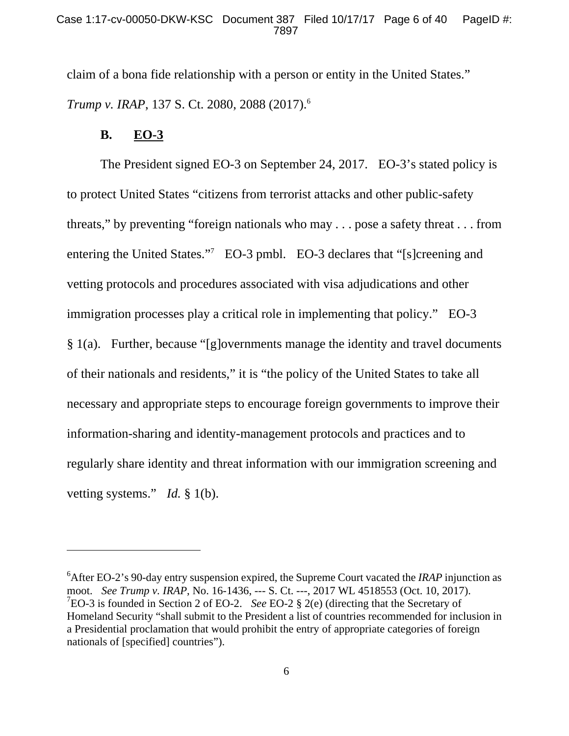claim of a bona fide relationship with a person or entity in the United States." *Trump v. IRAP*, 137 S. Ct. 2080, 2088 (2017).[6]

### B. EO-3

The President signed EO-3 on September 24, 2017. EO-3's stated policy is to protect United States "citizens from terrorist attacks and other public-safety threats," by preventing "foreign nationals who may . . . pose a safety threat . . . from entering the United States."[7] EO-3 pmbl. EO-3 declares that "[s]creening and vetting protocols and procedures associated with visa adjudications and other immigration processes play a critical role in implementing that policy." EO-3 § 1(a). Further, because "[g]overnments manage the identity and travel documents of their nationals and residents," it is "the policy of the United States to take all necessary and appropriate steps to encourage foreign governments to improve their information-sharing and identity-management protocols and practices and to regularly share identity and threat information with our immigration screening and vetting systems." *Id.* § 1(b).

---

[6]After EO-2's 90-day entry suspension expired, the Supreme Court vacated the *IRAP* injunction as moot. *See Trump v. IRAP*, No. 16-1436, --- S. Ct. ---, 2017 WL 4518553 (Oct. 10, 2017).

[7]EO-3 is founded in Section 2 of EO-2. *See* EO-2 § 2(e) (directing that the Secretary of Homeland Security "shall submit to the President a list of countries recommended for inclusion in a Presidential proclamation that would prohibit the entry of appropriate categories of foreign nationals of [specified] countries").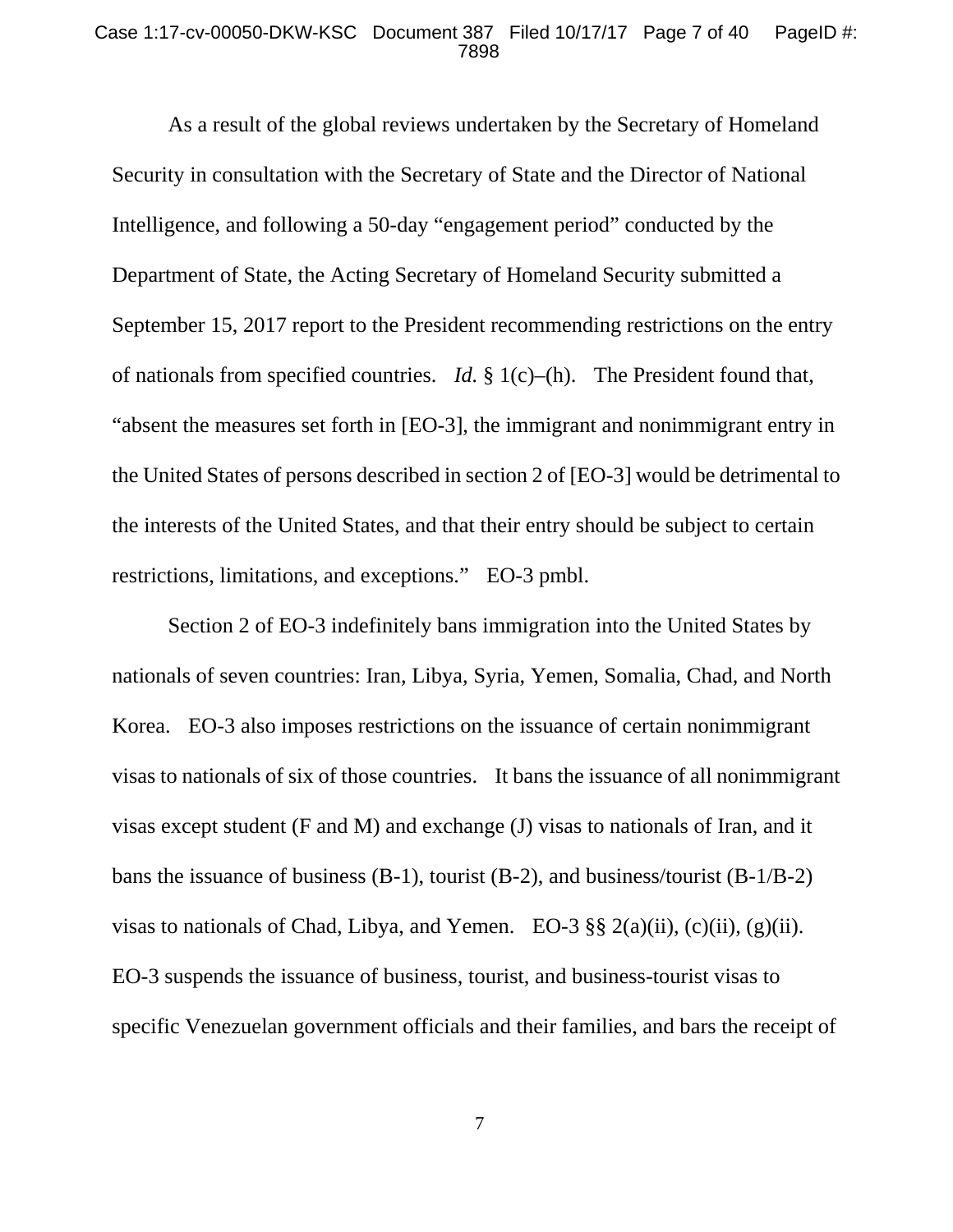As a result of the global reviews undertaken by the Secretary of Homeland Security in consultation with the Secretary of State and the Director of National Intelligence, and following a 50-day "engagement period" conducted by the Department of State, the Acting Secretary of Homeland Security submitted a September 15, 2017 report to the President recommending restrictions on the entry of nationals from specified countries. *Id.* § 1(c)–(h). The President found that, "absent the measures set forth in [EO-3], the immigrant and nonimmigrant entry in the United States of persons described in section 2 of [EO-3] would be detrimental to the interests of the United States, and that their entry should be subject to certain restrictions, limitations, and exceptions." EO-3 pmbl.

Section 2 of EO-3 indefinitely bans immigration into the United States by nationals of seven countries: Iran, Libya, Syria, Yemen, Somalia, Chad, and North Korea. EO-3 also imposes restrictions on the issuance of certain nonimmigrant visas to nationals of six of those countries. It bans the issuance of all nonimmigrant visas except student (F and M) and exchange (J) visas to nationals of Iran, and it bans the issuance of business (B-1), tourist (B-2), and business/tourist (B-1/B-2) visas to nationals of Chad, Libya, and Yemen. EO-3 §§ 2(a)(ii), (c)(ii), (g)(ii). EO-3 suspends the issuance of business, tourist, and business-tourist visas to specific Venezuelan government officials and their families, and bars the receipt of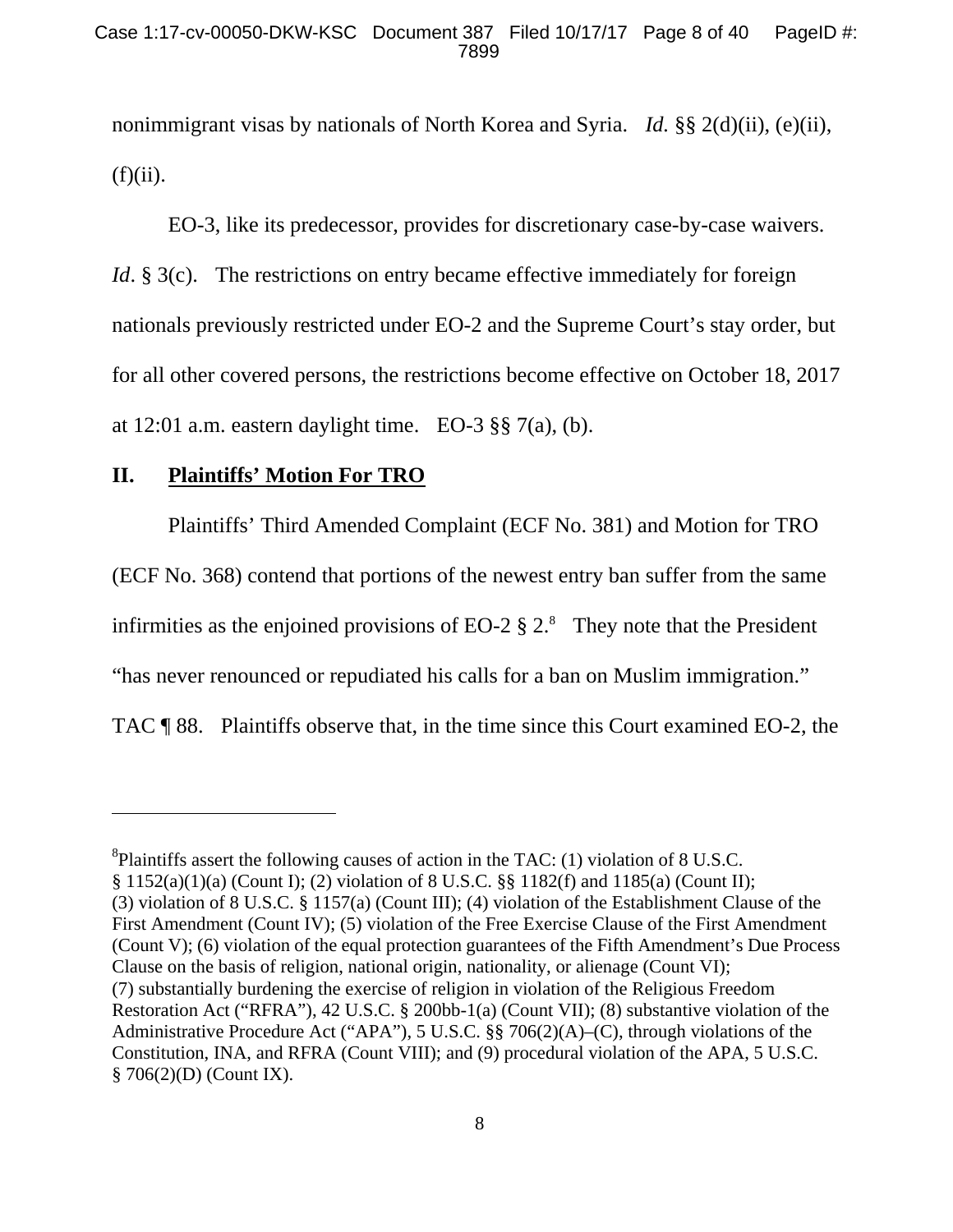nonimmigrant visas by nationals of North Korea and Syria. *Id.* §§ 2(d)(ii), (e)(ii), (f)(ii).

EO-3, like its predecessor, provides for discretionary case-by-case waivers. *Id*. § 3(c). The restrictions on entry became effective immediately for foreign nationals previously restricted under EO-2 and the Supreme Court's stay order, but for all other covered persons, the restrictions become effective on October 18, 2017 at 12:01 a.m. eastern daylight time. EO-3 §§ 7(a), (b).

## II. Plaintiffs' Motion For TRO

Plaintiffs' Third Amended Complaint (ECF No. 381) and Motion for TRO (ECF No. 368) contend that portions of the newest entry ban suffer from the same infirmities as the enjoined provisions of EO-2 § 2.[8] They note that the President "has never renounced or repudiated his calls for a ban on Muslim immigration." TAC ¶ 88. Plaintiffs observe that, in the time since this Court examined EO-2, the

---

[8]Plaintiffs assert the following causes of action in the TAC: (1) violation of 8 U.S.C. § 1152(a)(1)(a) (Count I); (2) violation of 8 U.S.C. §§ 1182(f) and 1185(a) (Count II); (3) violation of 8 U.S.C. § 1157(a) (Count III); (4) violation of the Establishment Clause of the First Amendment (Count IV); (5) violation of the Free Exercise Clause of the First Amendment (Count V); (6) violation of the equal protection guarantees of the Fifth Amendment's Due Process Clause on the basis of religion, national origin, nationality, or alienage (Count VI); (7) substantially burdening the exercise of religion in violation of the Religious Freedom Restoration Act ("RFRA"), 42 U.S.C. § 200bb-1(a) (Count VII); (8) substantive violation of the Administrative Procedure Act ("APA"), 5 U.S.C. §§ 706(2)(A)–(C), through violations of the Constitution, INA, and RFRA (Count VIII); and (9) procedural violation of the APA, 5 U.S.C. § 706(2)(D) (Count IX).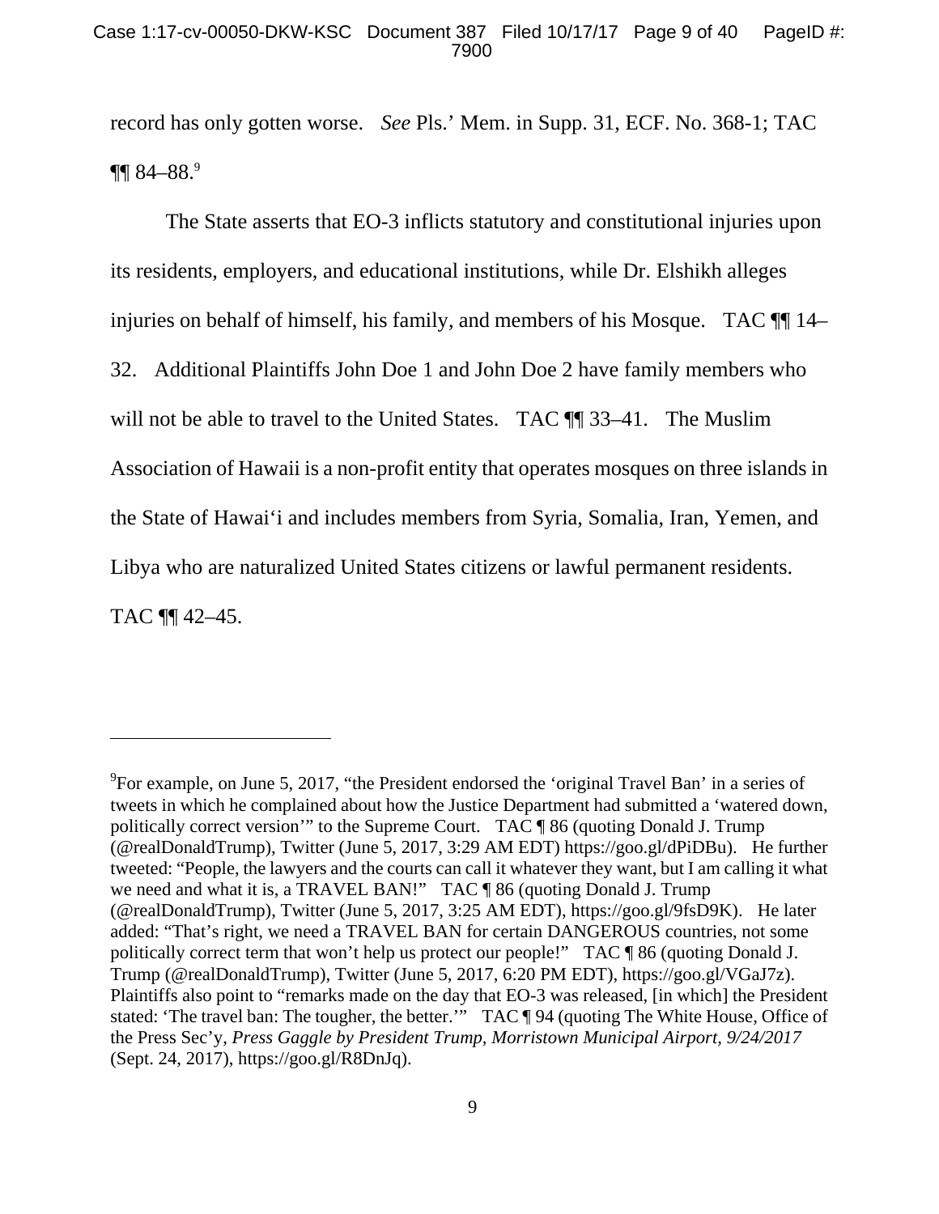record has only gotten worse. *See* Pls.' Mem. in Supp. 31, ECF. No. 368-1; TAC ¶¶ 84–88.[9]

The State asserts that EO-3 inflicts statutory and constitutional injuries upon its residents, employers, and educational institutions, while Dr. Elshikh alleges injuries on behalf of himself, his family, and members of his Mosque. TAC ¶¶ 14–32. Additional Plaintiffs John Doe 1 and John Doe 2 have family members who will not be able to travel to the United States. TAC ¶¶ 33–41. The Muslim Association of Hawaii is a non-profit entity that operates mosques on three islands in the State of Hawai'i and includes members from Syria, Somalia, Iran, Yemen, and Libya who are naturalized United States citizens or lawful permanent residents. TAC ¶¶ 42–45.

---

[9]For example, on June 5, 2017, "the President endorsed the 'original Travel Ban' in a series of tweets in which he complained about how the Justice Department had submitted a 'watered down, politically correct version'" to the Supreme Court. TAC ¶ 86 (quoting Donald J. Trump (@realDonaldTrump), Twitter (June 5, 2017, 3:29 AM EDT) https://goo.gl/dPiDBu). He further tweeted: "People, the lawyers and the courts can call it whatever they want, but I am calling it what we need and what it is, a TRAVEL BAN!" TAC ¶ 86 (quoting Donald J. Trump (@realDonaldTrump), Twitter (June 5, 2017, 3:25 AM EDT), https://goo.gl/9fsD9K). He later added: "That's right, we need a TRAVEL BAN for certain DANGEROUS countries, not some politically correct term that won't help us protect our people!" TAC ¶ 86 (quoting Donald J. Trump (@realDonaldTrump), Twitter (June 5, 2017, 6:20 PM EDT), https://goo.gl/VGaJ7z). Plaintiffs also point to "remarks made on the day that EO-3 was released, [in which] the President stated: 'The travel ban: The tougher, the better.'" TAC ¶ 94 (quoting The White House, Office of the Press Sec'y, *Press Gaggle by President Trump, Morristown Municipal Airport, 9/24/2017* (Sept. 24, 2017), https://goo.gl/R8DnJq).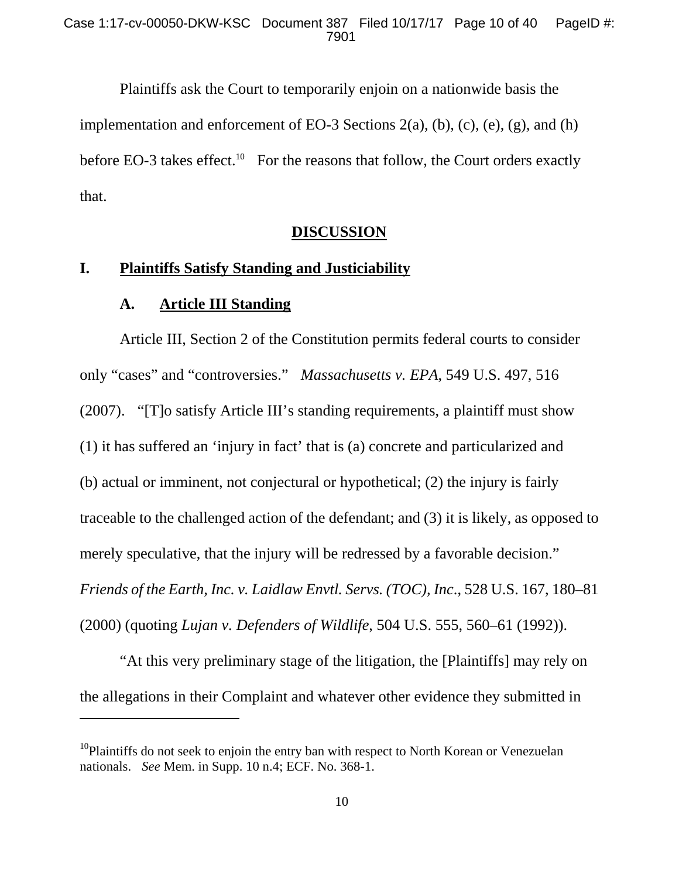Plaintiffs ask the Court to temporarily enjoin on a nationwide basis the implementation and enforcement of EO-3 Sections 2(a), (b), (c), (e), (g), and (h) before EO-3 takes effect.[10] For the reasons that follow, the Court orders exactly that.

## DISCUSSION

### I. Plaintiffs Satisfy Standing and Justiciability

#### A. Article III Standing

Article III, Section 2 of the Constitution permits federal courts to consider only "cases" and "controversies." *Massachusetts v. EPA*, 549 U.S. 497, 516 (2007). "[T]o satisfy Article III's standing requirements, a plaintiff must show (1) it has suffered an 'injury in fact' that is (a) concrete and particularized and (b) actual or imminent, not conjectural or hypothetical; (2) the injury is fairly traceable to the challenged action of the defendant; and (3) it is likely, as opposed to merely speculative, that the injury will be redressed by a favorable decision." *Friends of the Earth, Inc. v. Laidlaw Envtl. Servs. (TOC), Inc.*, 528 U.S. 167, 180–81 (2000) (quoting *Lujan v. Defenders of Wildlife*, 504 U.S. 555, 560–61 (1992)).

"At this very preliminary stage of the litigation, the [Plaintiffs] may rely on the allegations in their Complaint and whatever other evidence they submitted in

---

[10] Plaintiffs do not seek to enjoin the entry ban with respect to North Korean or Venezuelan nationals. *See* Mem. in Supp. 10 n.4; ECF. No. 368-1.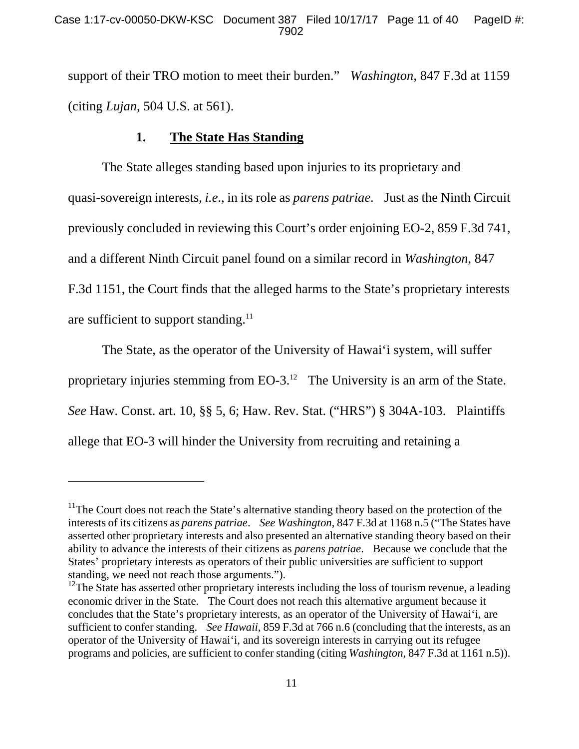support of their TRO motion to meet their burden." *Washington*, 847 F.3d at 1159 (citing *Lujan*, 504 U.S. at 561).

### 1. **The State Has Standing**

The State alleges standing based upon injuries to its proprietary and quasi-sovereign interests, *i.e.*, in its role as *parens patriae*. Just as the Ninth Circuit previously concluded in reviewing this Court's order enjoining EO-2, 859 F.3d 741, and a different Ninth Circuit panel found on a similar record in *Washington*, 847 F.3d 1151, the Court finds that the alleged harms to the State's proprietary interests are sufficient to support standing.[11]

The State, as the operator of the University of Hawai'i system, will suffer proprietary injuries stemming from EO-3.[12] The University is an arm of the State. *See* Haw. Const. art. 10, §§ 5, 6; Haw. Rev. Stat. ("HRS") § 304A-103. Plaintiffs allege that EO-3 will hinder the University from recruiting and retaining a

---

[11]The Court does not reach the State's alternative standing theory based on the protection of the interests of its citizens as *parens patriae*. *See Washington*, 847 F.3d at 1168 n.5 ("The States have asserted other proprietary interests and also presented an alternative standing theory based on their ability to advance the interests of their citizens as *parens patriae*. Because we conclude that the States' proprietary interests as operators of their public universities are sufficient to support standing, we need not reach those arguments.").

[12]The State has asserted other proprietary interests including the loss of tourism revenue, a leading economic driver in the State. The Court does not reach this alternative argument because it concludes that the State's proprietary interests, as an operator of the University of Hawai'i, are sufficient to confer standing. *See Hawaii*, 859 F.3d at 766 n.6 (concluding that the interests, as an operator of the University of Hawai'i, and its sovereign interests in carrying out its refugee programs and policies, are sufficient to confer standing (citing *Washington*, 847 F.3d at 1161 n.5)).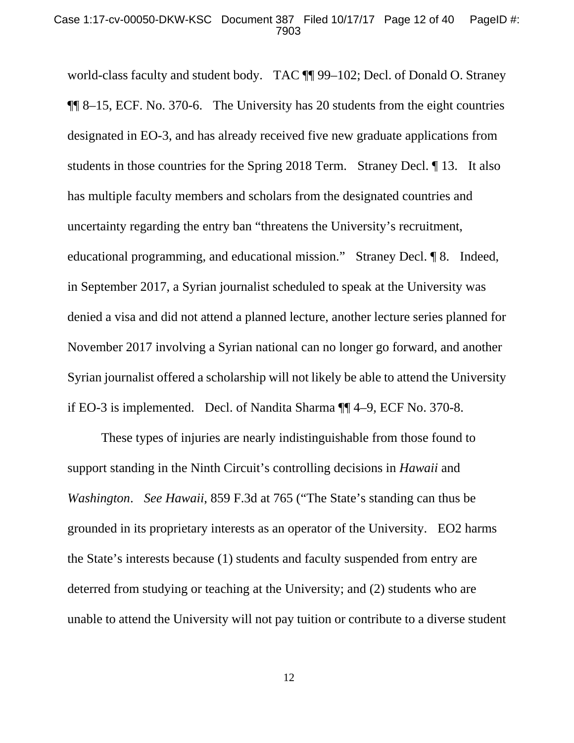world-class faculty and student body. TAC ¶¶ 99–102; Decl. of Donald O. Straney ¶¶ 8–15, ECF. No. 370-6. The University has 20 students from the eight countries designated in EO-3, and has already received five new graduate applications from students in those countries for the Spring 2018 Term. Straney Decl. ¶ 13. It also has multiple faculty members and scholars from the designated countries and uncertainty regarding the entry ban "threatens the University's recruitment, educational programming, and educational mission." Straney Decl. ¶ 8. Indeed, in September 2017, a Syrian journalist scheduled to speak at the University was denied a visa and did not attend a planned lecture, another lecture series planned for November 2017 involving a Syrian national can no longer go forward, and another Syrian journalist offered a scholarship will not likely be able to attend the University if EO-3 is implemented. Decl. of Nandita Sharma ¶¶ 4–9, ECF No. 370-8.

These types of injuries are nearly indistinguishable from those found to support standing in the Ninth Circuit's controlling decisions in *Hawaii* and *Washington*. *See Hawaii*, 859 F.3d at 765 ("The State's standing can thus be grounded in its proprietary interests as an operator of the University. EO2 harms the State's interests because (1) students and faculty suspended from entry are deterred from studying or teaching at the University; and (2) students who are unable to attend the University will not pay tuition or contribute to a diverse student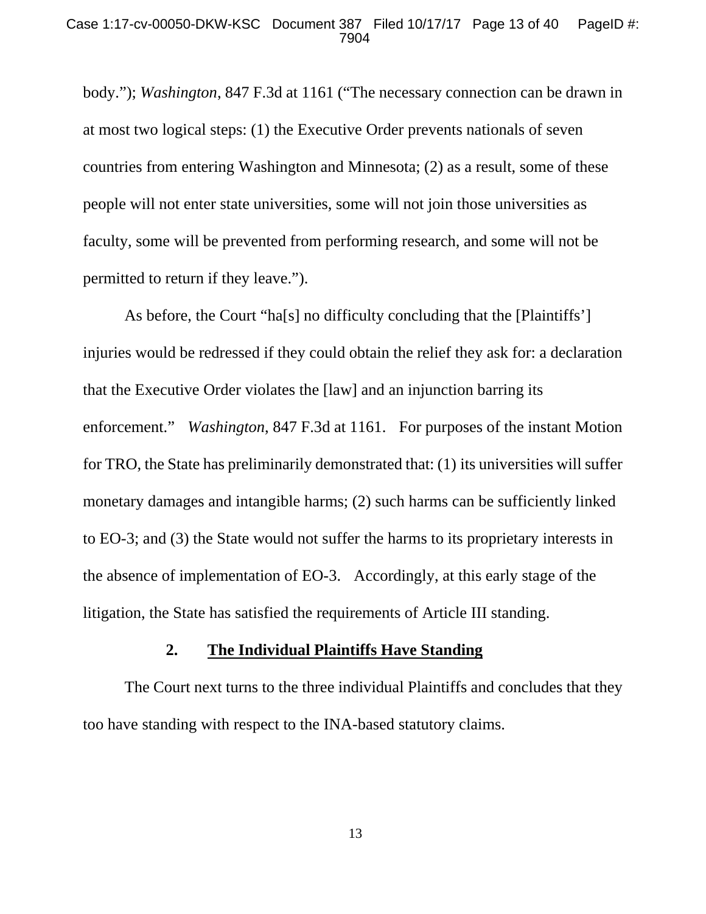body."); *Washington*, 847 F.3d at 1161 ("The necessary connection can be drawn in at most two logical steps: (1) the Executive Order prevents nationals of seven countries from entering Washington and Minnesota; (2) as a result, some of these people will not enter state universities, some will not join those universities as faculty, some will be prevented from performing research, and some will not be permitted to return if they leave.").

As before, the Court "ha[s] no difficulty concluding that the [Plaintiffs'] injuries would be redressed if they could obtain the relief they ask for: a declaration that the Executive Order violates the [law] and an injunction barring its enforcement." *Washington*, 847 F.3d at 1161. For purposes of the instant Motion for TRO, the State has preliminarily demonstrated that: (1) its universities will suffer monetary damages and intangible harms; (2) such harms can be sufficiently linked to EO-3; and (3) the State would not suffer the harms to its proprietary interests in the absence of implementation of EO-3. Accordingly, at this early stage of the litigation, the State has satisfied the requirements of Article III standing.

### 2. The Individual Plaintiffs Have Standing

The Court next turns to the three individual Plaintiffs and concludes that they too have standing with respect to the INA-based statutory claims.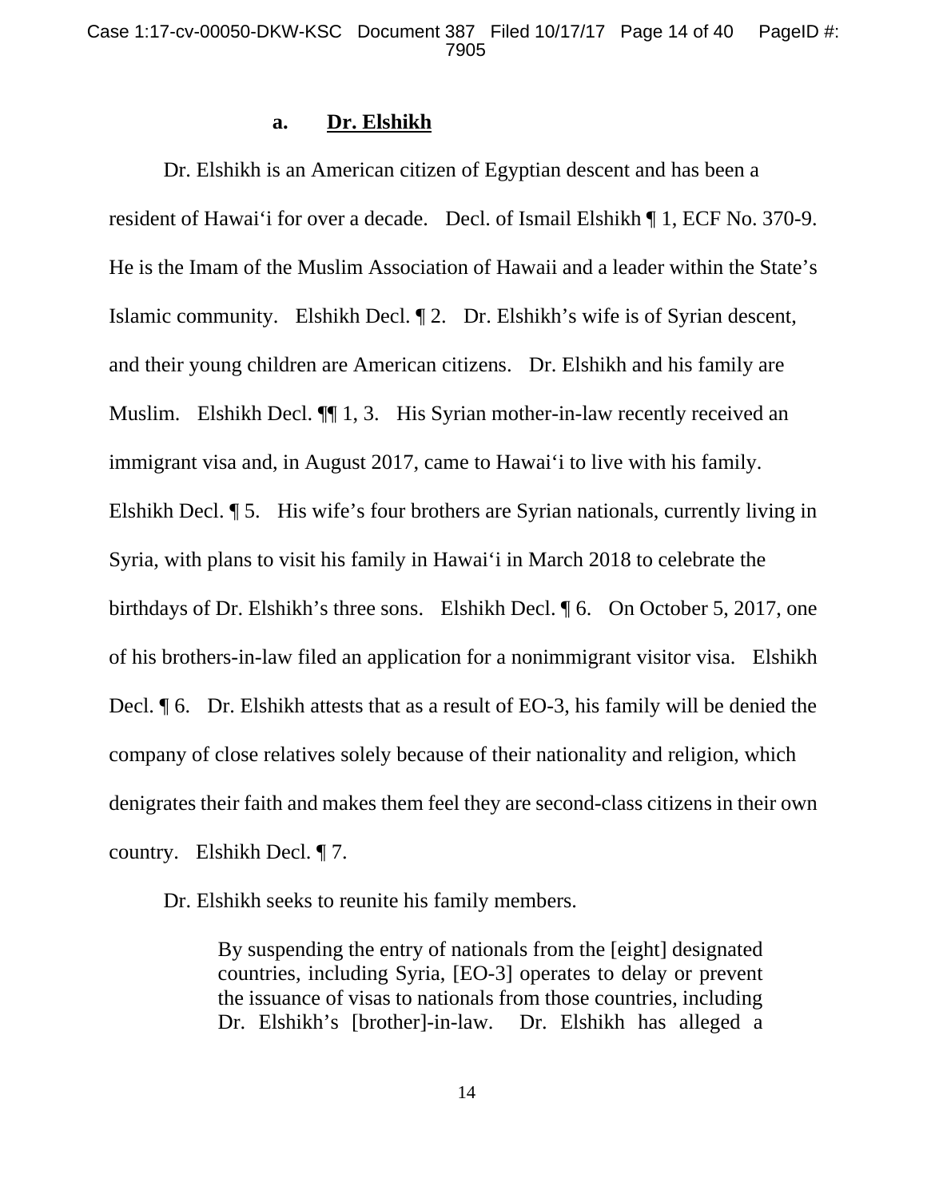### a. Dr. Elshikh

Dr. Elshikh is an American citizen of Egyptian descent and has been a resident of Hawai'i for over a decade. Decl. of Ismail Elshikh ¶ 1, ECF No. 370-9. He is the Imam of the Muslim Association of Hawaii and a leader within the State's Islamic community. Elshikh Decl. ¶ 2. Dr. Elshikh's wife is of Syrian descent, and their young children are American citizens. Dr. Elshikh and his family are Muslim. Elshikh Decl. ¶¶ 1, 3. His Syrian mother-in-law recently received an immigrant visa and, in August 2017, came to Hawai'i to live with his family. Elshikh Decl. ¶ 5. His wife's four brothers are Syrian nationals, currently living in Syria, with plans to visit his family in Hawai'i in March 2018 to celebrate the birthdays of Dr. Elshikh's three sons. Elshikh Decl. ¶ 6. On October 5, 2017, one of his brothers-in-law filed an application for a nonimmigrant visitor visa. Elshikh Decl. ¶ 6. Dr. Elshikh attests that as a result of EO-3, his family will be denied the company of close relatives solely because of their nationality and religion, which denigrates their faith and makes them feel they are second-class citizens in their own country. Elshikh Decl. ¶ 7.

Dr. Elshikh seeks to reunite his family members.

> By suspending the entry of nationals from the [eight] designated countries, including Syria, [EO-3] operates to delay or prevent the issuance of visas to nationals from those countries, including Dr. Elshikh's [brother]-in-law. Dr. Elshikh has alleged a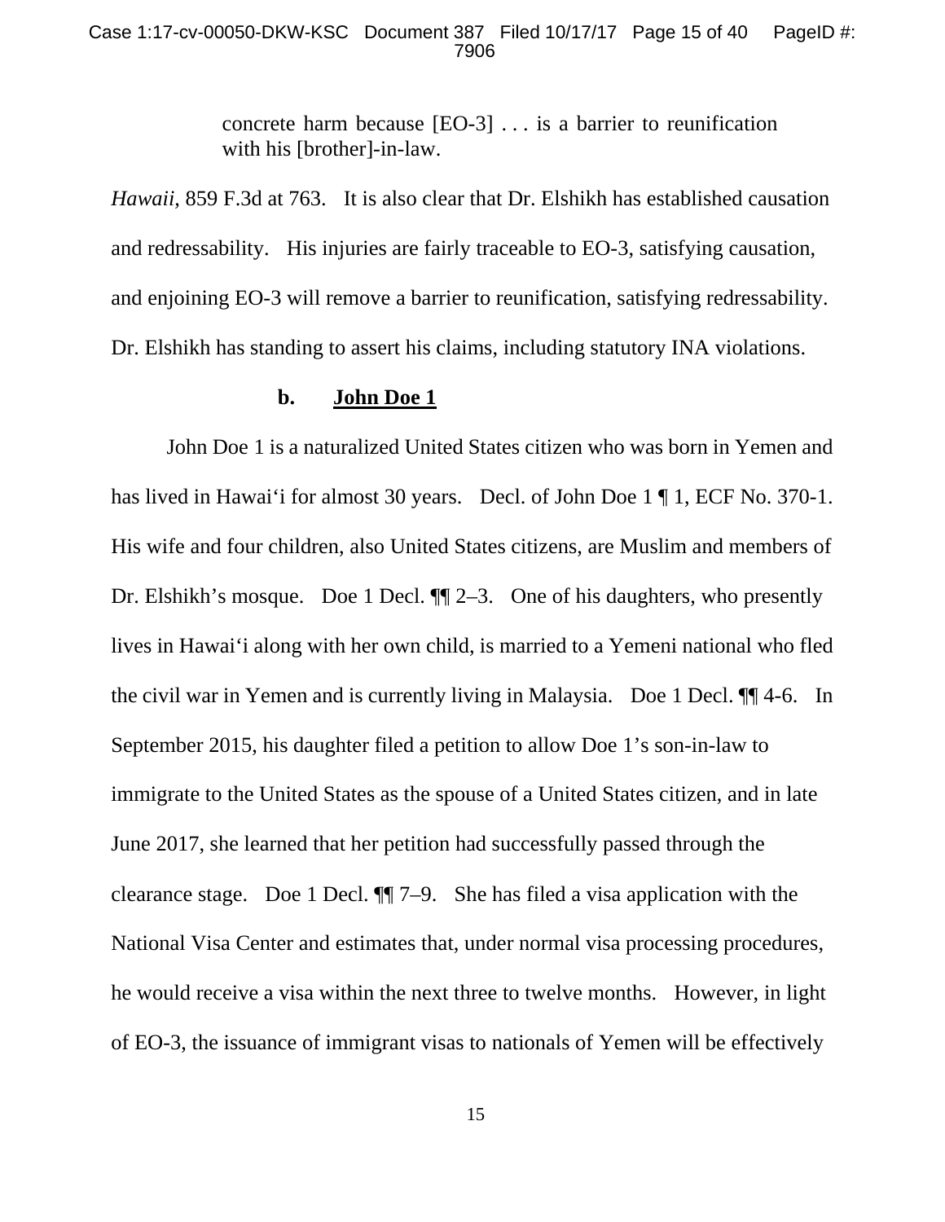> concrete harm because [EO-3] . . . is a barrier to reunification with his [brother]-in-law.

*Hawaii*, 859 F.3d at 763. It is also clear that Dr. Elshikh has established causation and redressability. His injuries are fairly traceable to EO-3, satisfying causation, and enjoining EO-3 will remove a barrier to reunification, satisfying redressability. Dr. Elshikh has standing to assert his claims, including statutory INA violations.

#### b. John Doe 1

John Doe 1 is a naturalized United States citizen who was born in Yemen and has lived in Hawai‘i for almost 30 years. Decl. of John Doe 1 ¶ 1, ECF No. 370-1. His wife and four children, also United States citizens, are Muslim and members of Dr. Elshikh's mosque. Doe 1 Decl. ¶¶ 2–3. One of his daughters, who presently lives in Hawai‘i along with her own child, is married to a Yemeni national who fled the civil war in Yemen and is currently living in Malaysia. Doe 1 Decl. ¶¶ 4-6. In September 2015, his daughter filed a petition to allow Doe 1's son-in-law to immigrate to the United States as the spouse of a United States citizen, and in late June 2017, she learned that her petition had successfully passed through the clearance stage. Doe 1 Decl. ¶¶ 7–9. She has filed a visa application with the National Visa Center and estimates that, under normal visa processing procedures, he would receive a visa within the next three to twelve months. However, in light of EO-3, the issuance of immigrant visas to nationals of Yemen will be effectively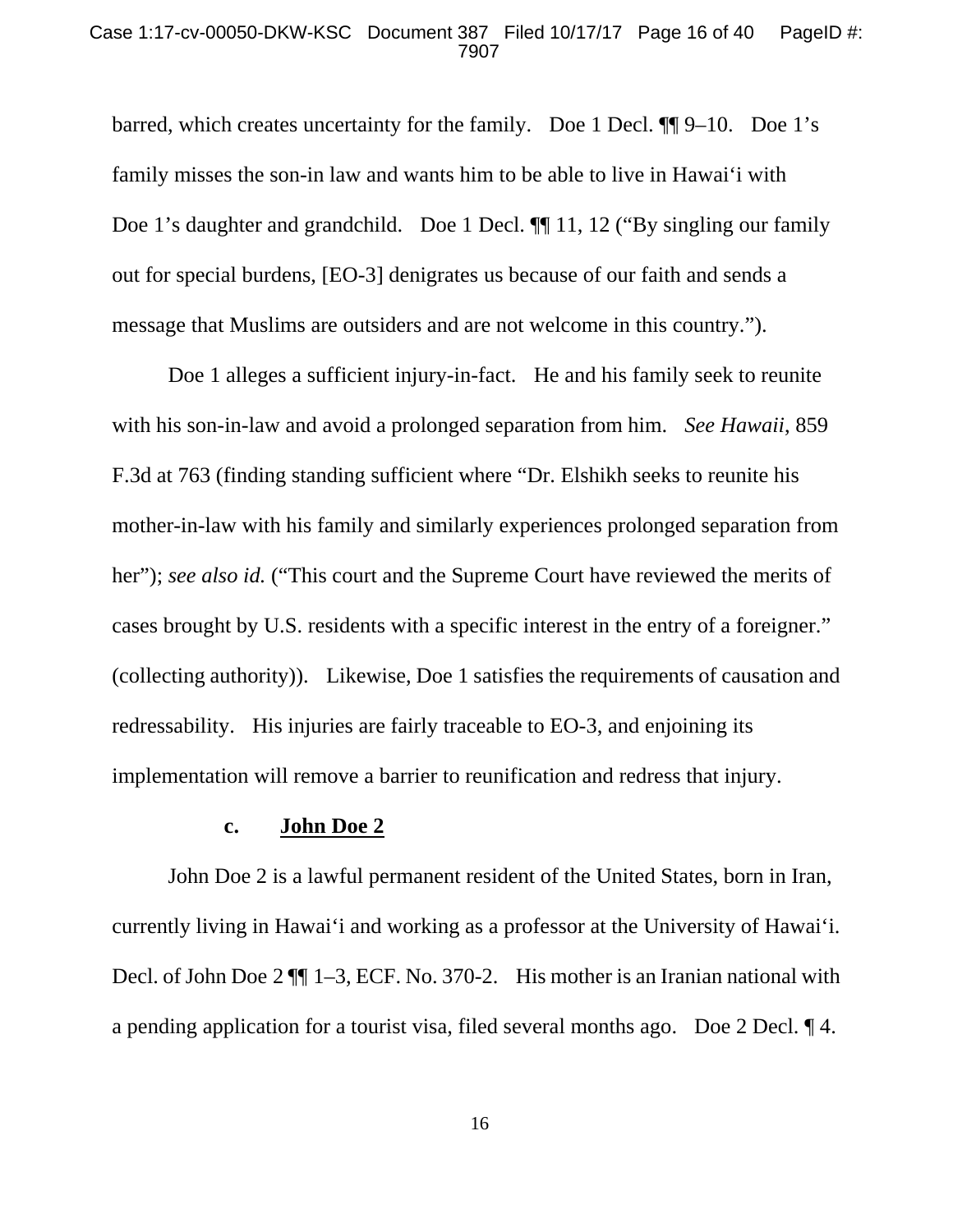barred, which creates uncertainty for the family. Doe 1 Decl. ¶¶ 9–10. Doe 1's family misses the son-in law and wants him to be able to live in Hawai'i with Doe 1's daughter and grandchild. Doe 1 Decl. ¶¶ 11, 12 ("By singling our family out for special burdens, [EO-3] denigrates us because of our faith and sends a message that Muslims are outsiders and are not welcome in this country.").

Doe 1 alleges a sufficient injury-in-fact. He and his family seek to reunite with his son-in-law and avoid a prolonged separation from him. *See Hawaii*, 859 F.3d at 763 (finding standing sufficient where "Dr. Elshikh seeks to reunite his mother-in-law with his family and similarly experiences prolonged separation from her"); *see also id.* ("This court and the Supreme Court have reviewed the merits of cases brought by U.S. residents with a specific interest in the entry of a foreigner." (collecting authority)). Likewise, Doe 1 satisfies the requirements of causation and redressability. His injuries are fairly traceable to EO-3, and enjoining its implementation will remove a barrier to reunification and redress that injury.

**c. <u>John Doe 2</u>**

John Doe 2 is a lawful permanent resident of the United States, born in Iran, currently living in Hawai'i and working as a professor at the University of Hawai'i. Decl. of John Doe 2 ¶¶ 1–3, ECF. No. 370-2. His mother is an Iranian national with a pending application for a tourist visa, filed several months ago. Doe 2 Decl. ¶ 4.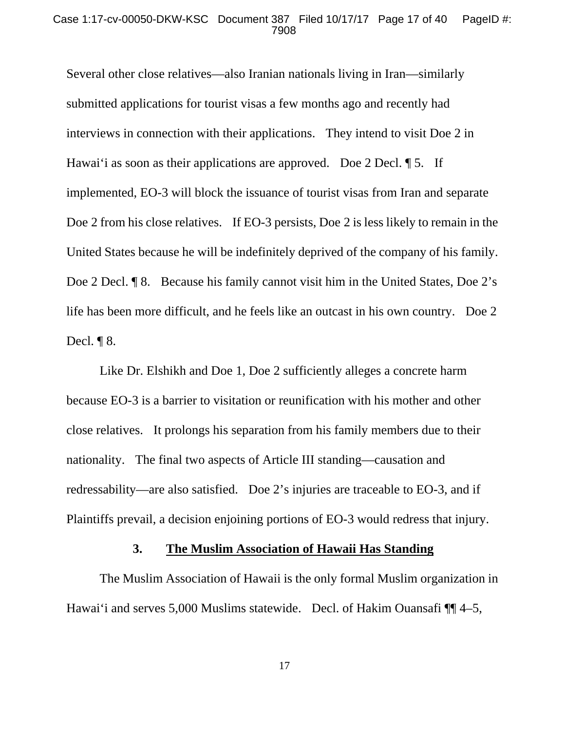Several other close relatives—also Iranian nationals living in Iran—similarly submitted applications for tourist visas a few months ago and recently had interviews in connection with their applications. They intend to visit Doe 2 in Hawaiʻi as soon as their applications are approved. Doe 2 Decl. ¶ 5. If implemented, EO-3 will block the issuance of tourist visas from Iran and separate Doe 2 from his close relatives. If EO-3 persists, Doe 2 is less likely to remain in the United States because he will be indefinitely deprived of the company of his family. Doe 2 Decl. ¶ 8. Because his family cannot visit him in the United States, Doe 2's life has been more difficult, and he feels like an outcast in his own country. Doe 2 Decl. ¶ 8.

Like Dr. Elshikh and Doe 1, Doe 2 sufficiently alleges a concrete harm because EO-3 is a barrier to visitation or reunification with his mother and other close relatives. It prolongs his separation from his family members due to their nationality. The final two aspects of Article III standing—causation and redressability—are also satisfied. Doe 2's injuries are traceable to EO-3, and if Plaintiffs prevail, a decision enjoining portions of EO-3 would redress that injury.

### 3. The Muslim Association of Hawaii Has Standing

The Muslim Association of Hawaii is the only formal Muslim organization in Hawaiʻi and serves 5,000 Muslims statewide. Decl. of Hakim Ouansafi ¶¶ 4–5,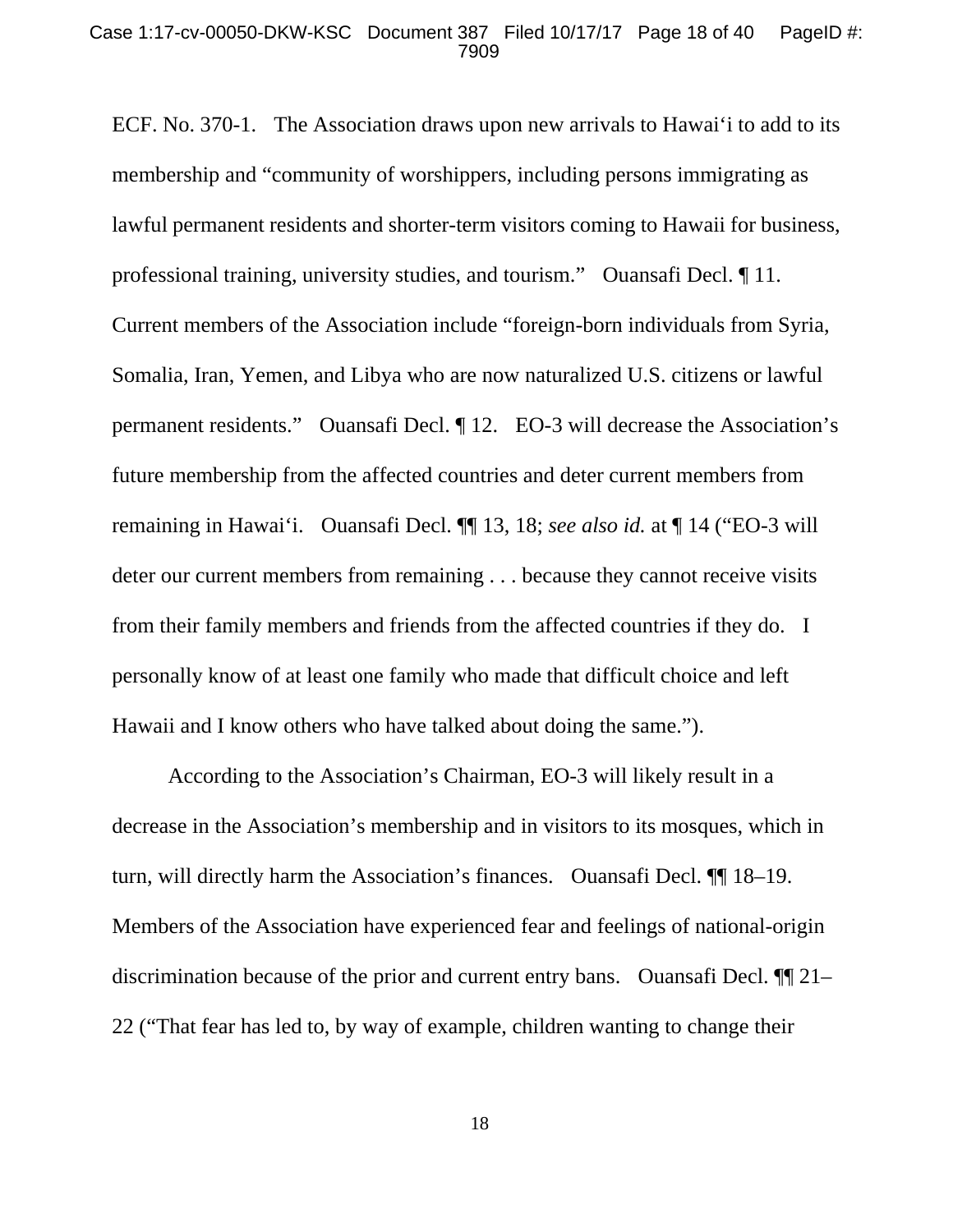ECF. No. 370-1. The Association draws upon new arrivals to Hawaiʻi to add to its membership and "community of worshippers, including persons immigrating as lawful permanent residents and shorter-term visitors coming to Hawaii for business, professional training, university studies, and tourism." Ouansafi Decl. ¶ 11. Current members of the Association include "foreign-born individuals from Syria, Somalia, Iran, Yemen, and Libya who are now naturalized U.S. citizens or lawful permanent residents." Ouansafi Decl. ¶ 12. EO-3 will decrease the Association's future membership from the affected countries and deter current members from remaining in Hawaiʻi. Ouansafi Decl. ¶¶ 13, 18; *see also id.* at ¶ 14 ("EO-3 will deter our current members from remaining . . . because they cannot receive visits from their family members and friends from the affected countries if they do. I personally know of at least one family who made that difficult choice and left Hawaii and I know others who have talked about doing the same.").

According to the Association's Chairman, EO-3 will likely result in a decrease in the Association's membership and in visitors to its mosques, which in turn, will directly harm the Association's finances. Ouansafi Decl. ¶¶ 18–19. Members of the Association have experienced fear and feelings of national-origin discrimination because of the prior and current entry bans. Ouansafi Decl. ¶¶ 21–22 ("That fear has led to, by way of example, children wanting to change their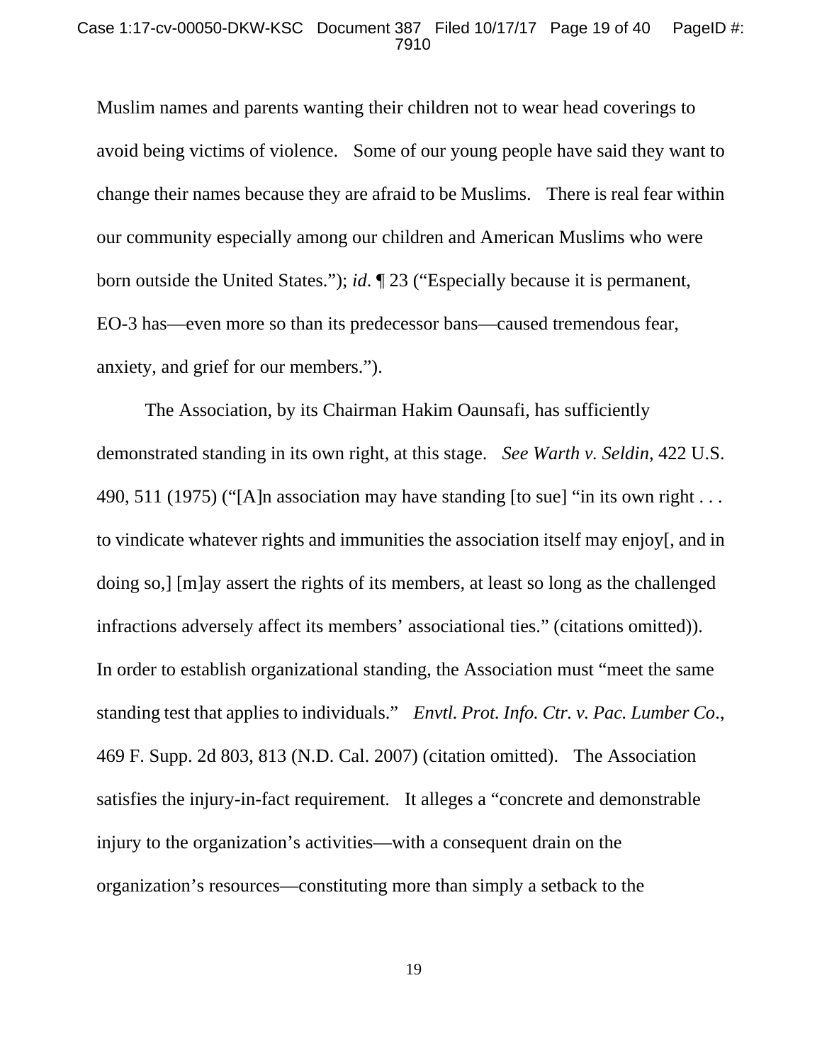Muslim names and parents wanting their children not to wear head coverings to avoid being victims of violence. Some of our young people have said they want to change their names because they are afraid to be Muslims. There is real fear within our community especially among our children and American Muslims who were born outside the United States."); *id*. ¶ 23 ("Especially because it is permanent, EO-3 has—even more so than its predecessor bans—caused tremendous fear, anxiety, and grief for our members.").

The Association, by its Chairman Hakim Oaunsafi, has sufficiently demonstrated standing in its own right, at this stage. *See Warth v. Seldin*, 422 U.S. 490, 511 (1975) ("[A]n association may have standing [to sue] "in its own right . . . to vindicate whatever rights and immunities the association itself may enjoy[, and in doing so,] [m]ay assert the rights of its members, at least so long as the challenged infractions adversely affect its members' associational ties." (citations omitted)). In order to establish organizational standing, the Association must "meet the same standing test that applies to individuals." *Envtl. Prot. Info. Ctr. v. Pac. Lumber Co*., 469 F. Supp. 2d 803, 813 (N.D. Cal. 2007) (citation omitted). The Association satisfies the injury-in-fact requirement. It alleges a "concrete and demonstrable injury to the organization's activities—with a consequent drain on the organization's resources—constituting more than simply a setback to the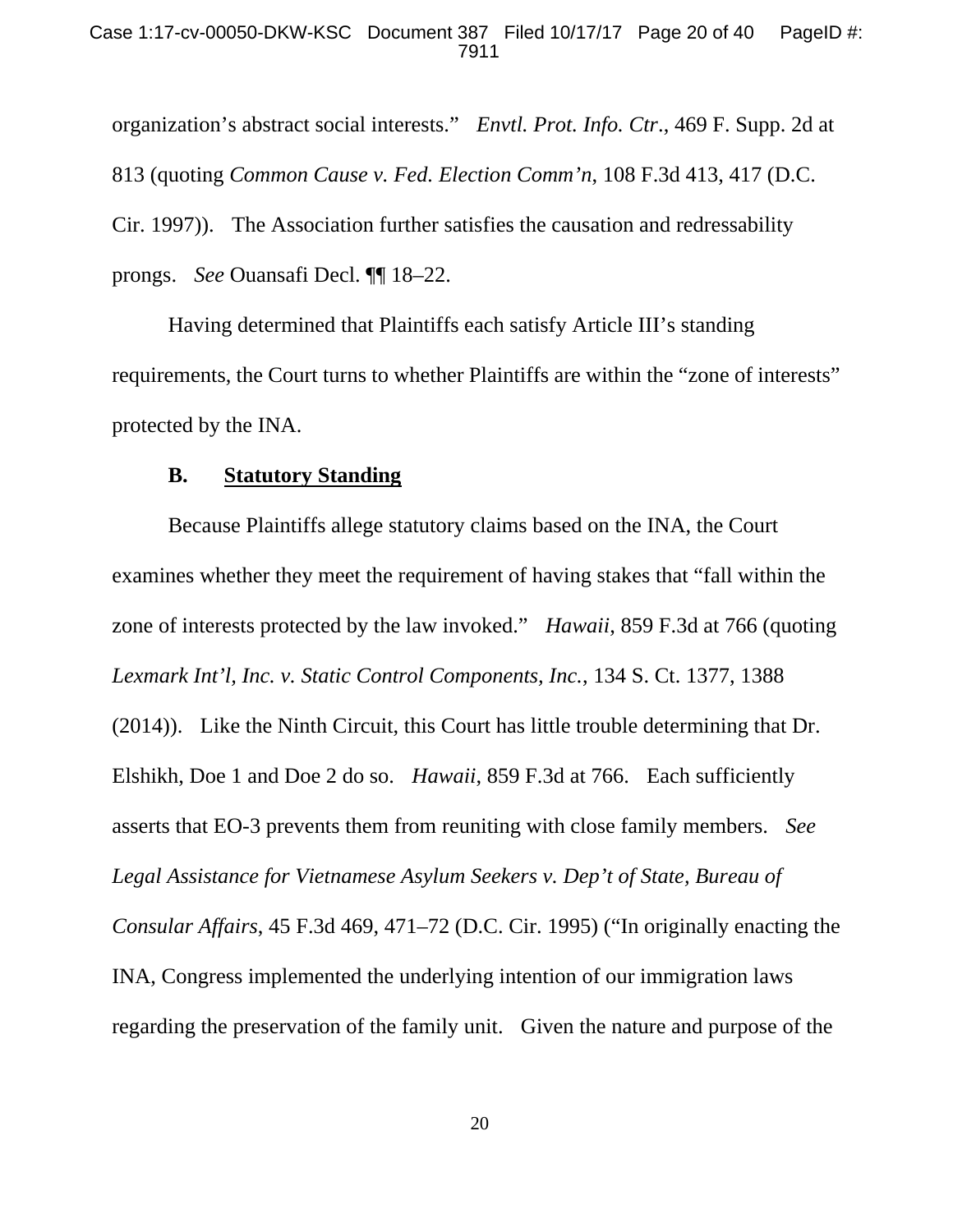organization's abstract social interests." *Envtl. Prot. Info. Ctr.*, 469 F. Supp. 2d at 813 (quoting *Common Cause v. Fed. Election Comm'n*, 108 F.3d 413, 417 (D.C. Cir. 1997)). The Association further satisfies the causation and redressability prongs. *See* Ouansafi Decl. ¶¶ 18–22.

Having determined that Plaintiffs each satisfy Article III's standing requirements, the Court turns to whether Plaintiffs are within the "zone of interests" protected by the INA.

### B. Statutory Standing

Because Plaintiffs allege statutory claims based on the INA, the Court examines whether they meet the requirement of having stakes that "fall within the zone of interests protected by the law invoked." *Hawaii*, 859 F.3d at 766 (quoting *Lexmark Int'l, Inc. v. Static Control Components, Inc.*, 134 S. Ct. 1377, 1388 (2014)). Like the Ninth Circuit, this Court has little trouble determining that Dr. Elshikh, Doe 1 and Doe 2 do so. *Hawaii*, 859 F.3d at 766. Each sufficiently asserts that EO-3 prevents them from reuniting with close family members. *See Legal Assistance for Vietnamese Asylum Seekers v. Dep't of State, Bureau of Consular Affairs*, 45 F.3d 469, 471–72 (D.C. Cir. 1995) ("In originally enacting the INA, Congress implemented the underlying intention of our immigration laws regarding the preservation of the family unit. Given the nature and purpose of the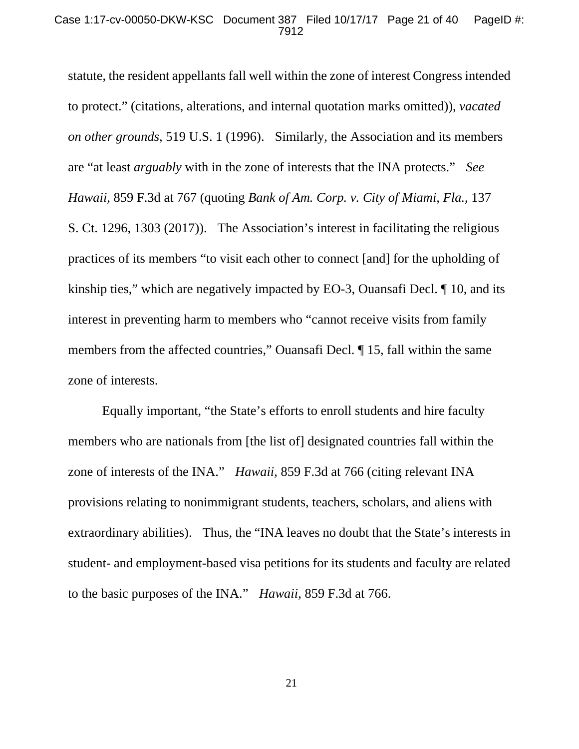statute, the resident appellants fall well within the zone of interest Congress intended to protect." (citations, alterations, and internal quotation marks omitted)), *vacated on other grounds*, 519 U.S. 1 (1996). Similarly, the Association and its members are "at least *arguably* with in the zone of interests that the INA protects." *See Hawaii*, 859 F.3d at 767 (quoting *Bank of Am. Corp. v. City of Miami, Fla.*, 137 S. Ct. 1296, 1303 (2017)). The Association's interest in facilitating the religious practices of its members "to visit each other to connect [and] for the upholding of kinship ties," which are negatively impacted by EO-3, Ouansafi Decl. ¶ 10, and its interest in preventing harm to members who "cannot receive visits from family members from the affected countries," Ouansafi Decl. ¶ 15, fall within the same zone of interests.

Equally important, "the State's efforts to enroll students and hire faculty members who are nationals from [the list of] designated countries fall within the zone of interests of the INA." *Hawaii*, 859 F.3d at 766 (citing relevant INA provisions relating to nonimmigrant students, teachers, scholars, and aliens with extraordinary abilities). Thus, the "INA leaves no doubt that the State's interests in student- and employment-based visa petitions for its students and faculty are related to the basic purposes of the INA." *Hawaii*, 859 F.3d at 766.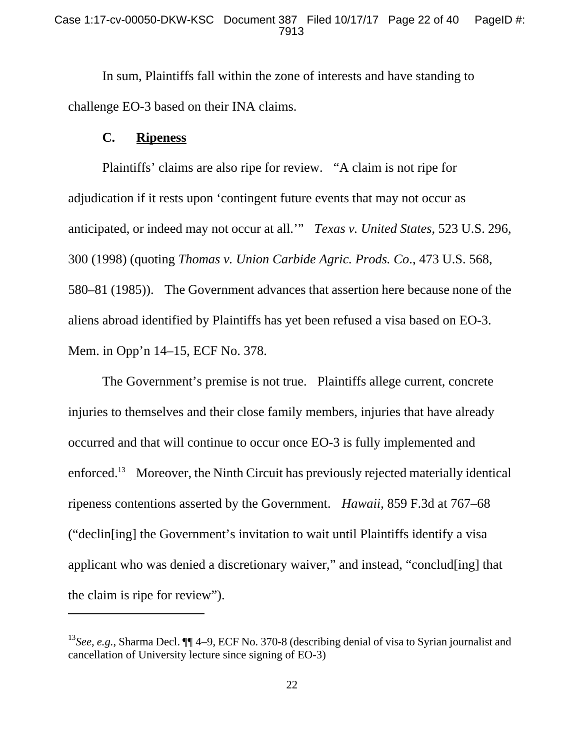In sum, Plaintiffs fall within the zone of interests and have standing to challenge EO-3 based on their INA claims.

### C. **Ripeness**

Plaintiffs' claims are also ripe for review. "A claim is not ripe for adjudication if it rests upon 'contingent future events that may not occur as anticipated, or indeed may not occur at all.'" *Texas v. United States*, 523 U.S. 296, 300 (1998) (quoting *Thomas v. Union Carbide Agric. Prods. Co.*, 473 U.S. 568, 580–81 (1985)). The Government advances that assertion here because none of the aliens abroad identified by Plaintiffs has yet been refused a visa based on EO-3. Mem. in Opp'n 14–15, ECF No. 378.

The Government's premise is not true. Plaintiffs allege current, concrete injuries to themselves and their close family members, injuries that have already occurred and that will continue to occur once EO-3 is fully implemented and enforced.[13] Moreover, the Ninth Circuit has previously rejected materially identical ripeness contentions asserted by the Government. *Hawaii*, 859 F.3d at 767–68 ("declin[ing] the Government's invitation to wait until Plaintiffs identify a visa applicant who was denied a discretionary waiver," and instead, "conclud[ing] that the claim is ripe for review").

---

[13] *See, e.g.*, Sharma Decl. ¶¶ 4–9, ECF No. 370-8 (describing denial of visa to Syrian journalist and cancellation of University lecture since signing of EO-3)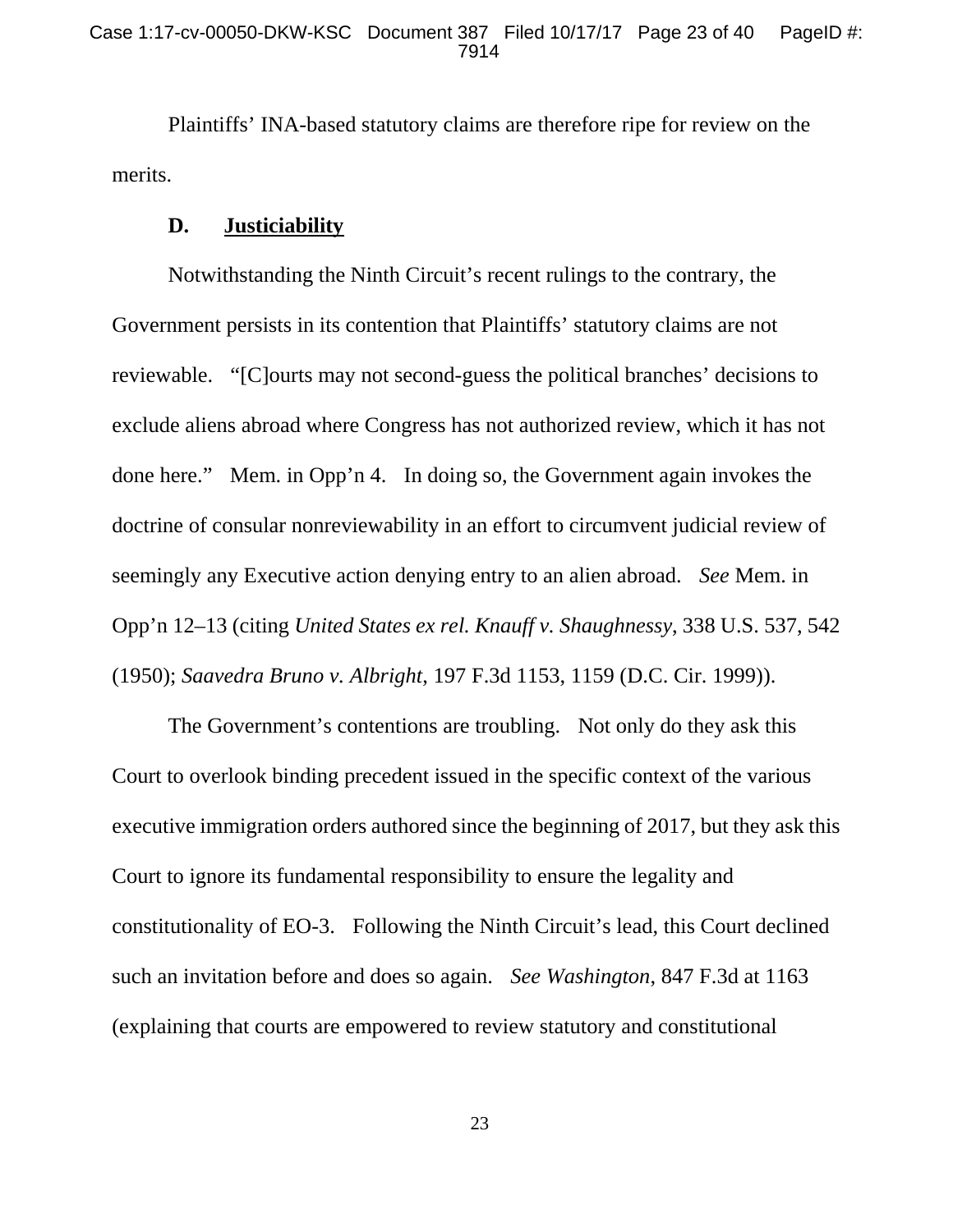Plaintiffs' INA-based statutory claims are therefore ripe for review on the merits.

### D. Justiciability

Notwithstanding the Ninth Circuit's recent rulings to the contrary, the Government persists in its contention that Plaintiffs' statutory claims are not reviewable. "[C]ourts may not second-guess the political branches' decisions to exclude aliens abroad where Congress has not authorized review, which it has not done here." Mem. in Opp'n 4. In doing so, the Government again invokes the doctrine of consular nonreviewability in an effort to circumvent judicial review of seemingly any Executive action denying entry to an alien abroad. *See* Mem. in Opp'n 12–13 (citing *United States ex rel. Knauff v. Shaughnessy*, 338 U.S. 537, 542 (1950); *Saavedra Bruno v. Albright*, 197 F.3d 1153, 1159 (D.C. Cir. 1999)).

The Government's contentions are troubling. Not only do they ask this Court to overlook binding precedent issued in the specific context of the various executive immigration orders authored since the beginning of 2017, but they ask this Court to ignore its fundamental responsibility to ensure the legality and constitutionality of EO-3. Following the Ninth Circuit's lead, this Court declined such an invitation before and does so again. *See Washington*, 847 F.3d at 1163 (explaining that courts are empowered to review statutory and constitutional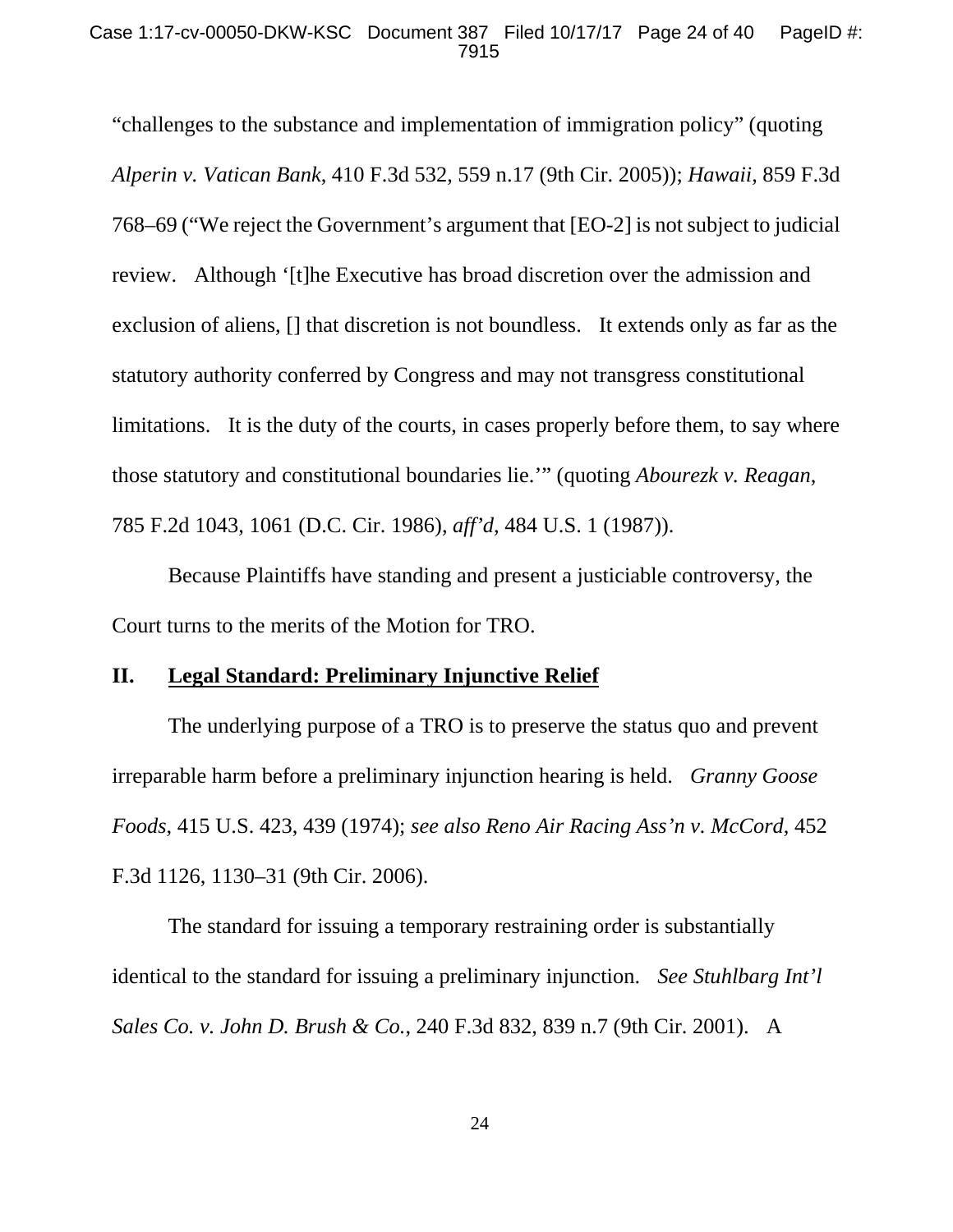"challenges to the substance and implementation of immigration policy" (quoting *Alperin v. Vatican Bank*, 410 F.3d 532, 559 n.17 (9th Cir. 2005)); *Hawaii*, 859 F.3d 768–69 ("We reject the Government's argument that [EO-2] is not subject to judicial review. Although '[t]he Executive has broad discretion over the admission and exclusion of aliens, [] that discretion is not boundless. It extends only as far as the statutory authority conferred by Congress and may not transgress constitutional limitations. It is the duty of the courts, in cases properly before them, to say where those statutory and constitutional boundaries lie.'" (quoting *Abourezk v. Reagan*, 785 F.2d 1043, 1061 (D.C. Cir. 1986), *aff'd*, 484 U.S. 1 (1987)).

Because Plaintiffs have standing and present a justiciable controversy, the Court turns to the merits of the Motion for TRO.

## II. <u>Legal Standard: Preliminary Injunctive Relief</u>

The underlying purpose of a TRO is to preserve the status quo and prevent irreparable harm before a preliminary injunction hearing is held. *Granny Goose Foods*, 415 U.S. 423, 439 (1974); *see also Reno Air Racing Ass'n v. McCord*, 452 F.3d 1126, 1130–31 (9th Cir. 2006).

The standard for issuing a temporary restraining order is substantially identical to the standard for issuing a preliminary injunction. *See Stuhlbarg Int'l Sales Co. v. John D. Brush & Co.*, 240 F.3d 832, 839 n.7 (9th Cir. 2001). A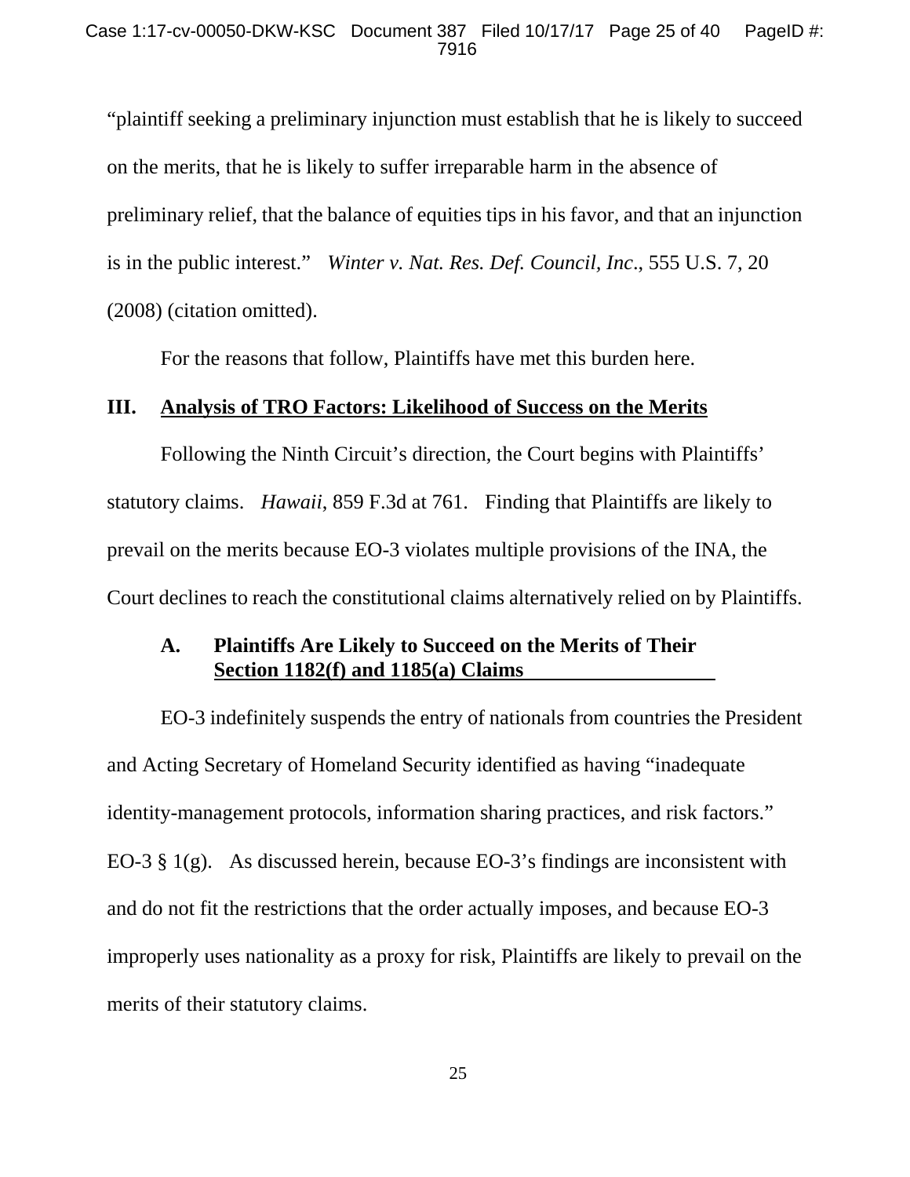"plaintiff seeking a preliminary injunction must establish that he is likely to succeed on the merits, that he is likely to suffer irreparable harm in the absence of preliminary relief, that the balance of equities tips in his favor, and that an injunction is in the public interest." *Winter v. Nat. Res. Def. Council, Inc*., 555 U.S. 7, 20 (2008) (citation omitted).

For the reasons that follow, Plaintiffs have met this burden here.

## III. Analysis of TRO Factors: Likelihood of Success on the Merits

Following the Ninth Circuit's direction, the Court begins with Plaintiffs' statutory claims. *Hawaii*, 859 F.3d at 761. Finding that Plaintiffs are likely to prevail on the merits because EO-3 violates multiple provisions of the INA, the Court declines to reach the constitutional claims alternatively relied on by Plaintiffs.

### A. Plaintiffs Are Likely to Succeed on the Merits of Their Section 1182(f) and 1185(a) Claims

EO-3 indefinitely suspends the entry of nationals from countries the President and Acting Secretary of Homeland Security identified as having "inadequate identity-management protocols, information sharing practices, and risk factors." EO-3 § 1(g). As discussed herein, because EO-3's findings are inconsistent with and do not fit the restrictions that the order actually imposes, and because EO-3 improperly uses nationality as a proxy for risk, Plaintiffs are likely to prevail on the merits of their statutory claims.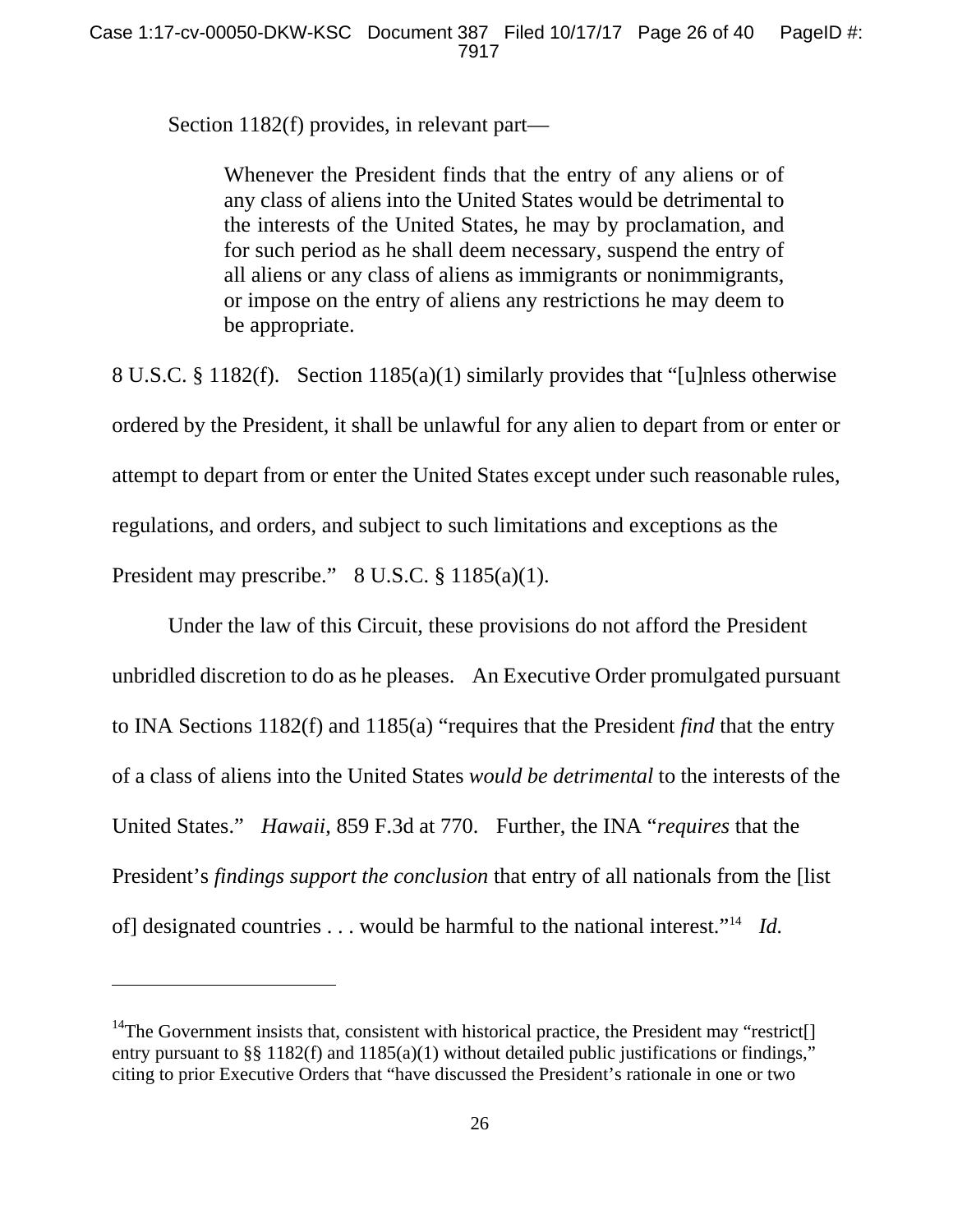Section 1182(f) provides, in relevant part—

> Whenever the President finds that the entry of any aliens or of any class of aliens into the United States would be detrimental to the interests of the United States, he may by proclamation, and for such period as he shall deem necessary, suspend the entry of all aliens or any class of aliens as immigrants or nonimmigrants, or impose on the entry of aliens any restrictions he may deem to be appropriate.

8 U.S.C. § 1182(f). Section 1185(a)(1) similarly provides that "[u]nless otherwise ordered by the President, it shall be unlawful for any alien to depart from or enter or attempt to depart from or enter the United States except under such reasonable rules, regulations, and orders, and subject to such limitations and exceptions as the President may prescribe." 8 U.S.C. § 1185(a)(1).

Under the law of this Circuit, these provisions do not afford the President unbridled discretion to do as he pleases. An Executive Order promulgated pursuant to INA Sections 1182(f) and 1185(a) "requires that the President *find* that the entry of a class of aliens into the United States *would be detrimental* to the interests of the United States." *Hawaii*, 859 F.3d at 770. Further, the INA "*requires* that the President's *findings support the conclusion* that entry of all nationals from the [list of] designated countries . . . would be harmful to the national interest."[14] *Id.*

---

[14]The Government insists that, consistent with historical practice, the President may "restrict[] entry pursuant to §§ 1182(f) and 1185(a)(1) without detailed public justifications or findings," citing to prior Executive Orders that "have discussed the President's rationale in one or two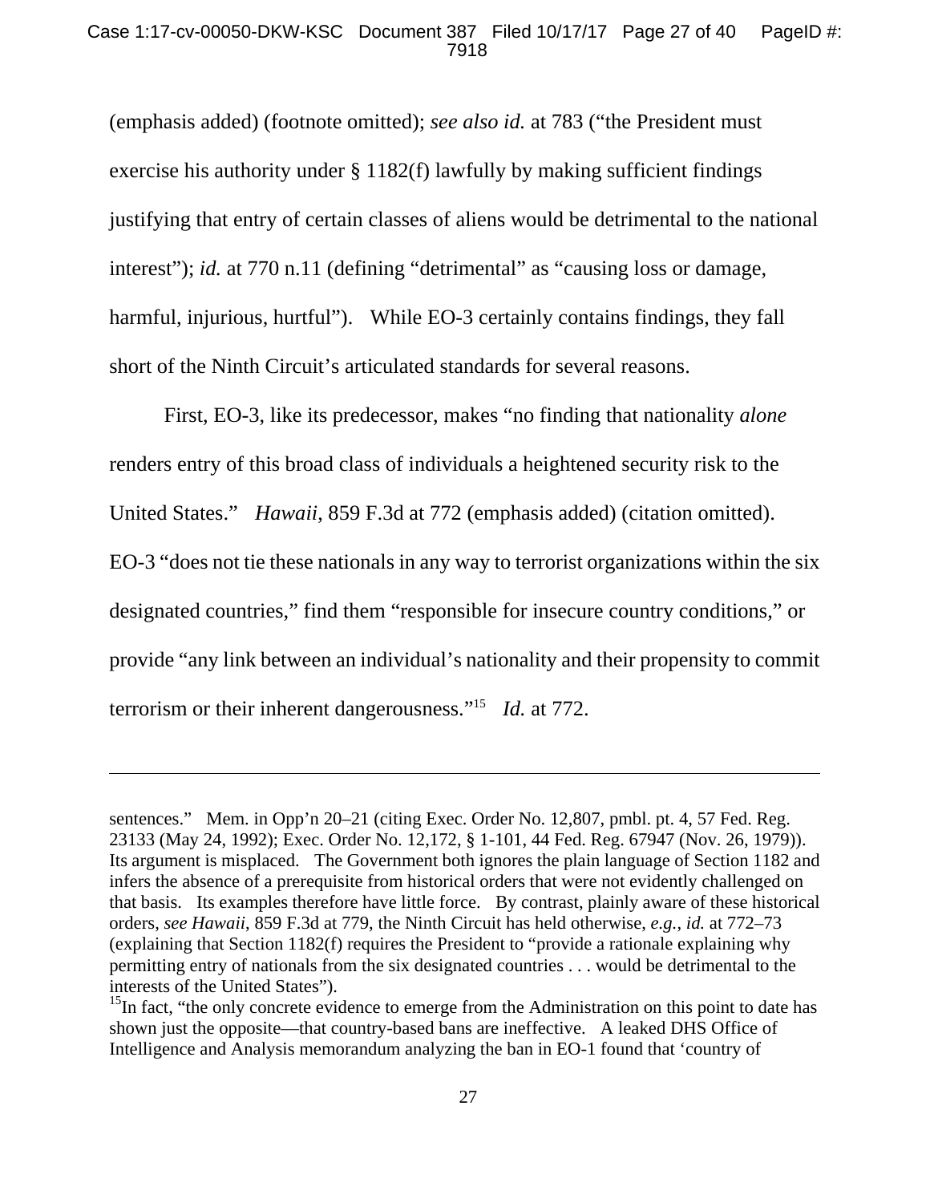(emphasis added) (footnote omitted); *see also id.* at 783 ("the President must exercise his authority under § 1182(f) lawfully by making sufficient findings justifying that entry of certain classes of aliens would be detrimental to the national interest"); *id.* at 770 n.11 (defining "detrimental" as "causing loss or damage, harmful, injurious, hurtful"). While EO-3 certainly contains findings, they fall short of the Ninth Circuit's articulated standards for several reasons.

First, EO-3, like its predecessor, makes "no finding that nationality *alone* renders entry of this broad class of individuals a heightened security risk to the United States." *Hawaii*, 859 F.3d at 772 (emphasis added) (citation omitted). EO-3 "does not tie these nationals in any way to terrorist organizations within the six designated countries," find them "responsible for insecure country conditions," or provide "any link between an individual's nationality and their propensity to commit terrorism or their inherent dangerousness."[15] *Id.* at 772.

---

sentences." Mem. in Opp'n 20–21 (citing Exec. Order No. 12,807, pmbl. pt. 4, 57 Fed. Reg. 23133 (May 24, 1992); Exec. Order No. 12,172, § 1-101, 44 Fed. Reg. 67947 (Nov. 26, 1979)). Its argument is misplaced. The Government both ignores the plain language of Section 1182 and infers the absence of a prerequisite from historical orders that were not evidently challenged on that basis. Its examples therefore have little force. By contrast, plainly aware of these historical orders, *see Hawaii*, 859 F.3d at 779, the Ninth Circuit has held otherwise, *e.g.*, *id.* at 772–73 (explaining that Section 1182(f) requires the President to "provide a rationale explaining why permitting entry of nationals from the six designated countries . . . would be detrimental to the interests of the United States").

[15]In fact, "the only concrete evidence to emerge from the Administration on this point to date has shown just the opposite—that country-based bans are ineffective. A leaked DHS Office of Intelligence and Analysis memorandum analyzing the ban in EO-1 found that 'country of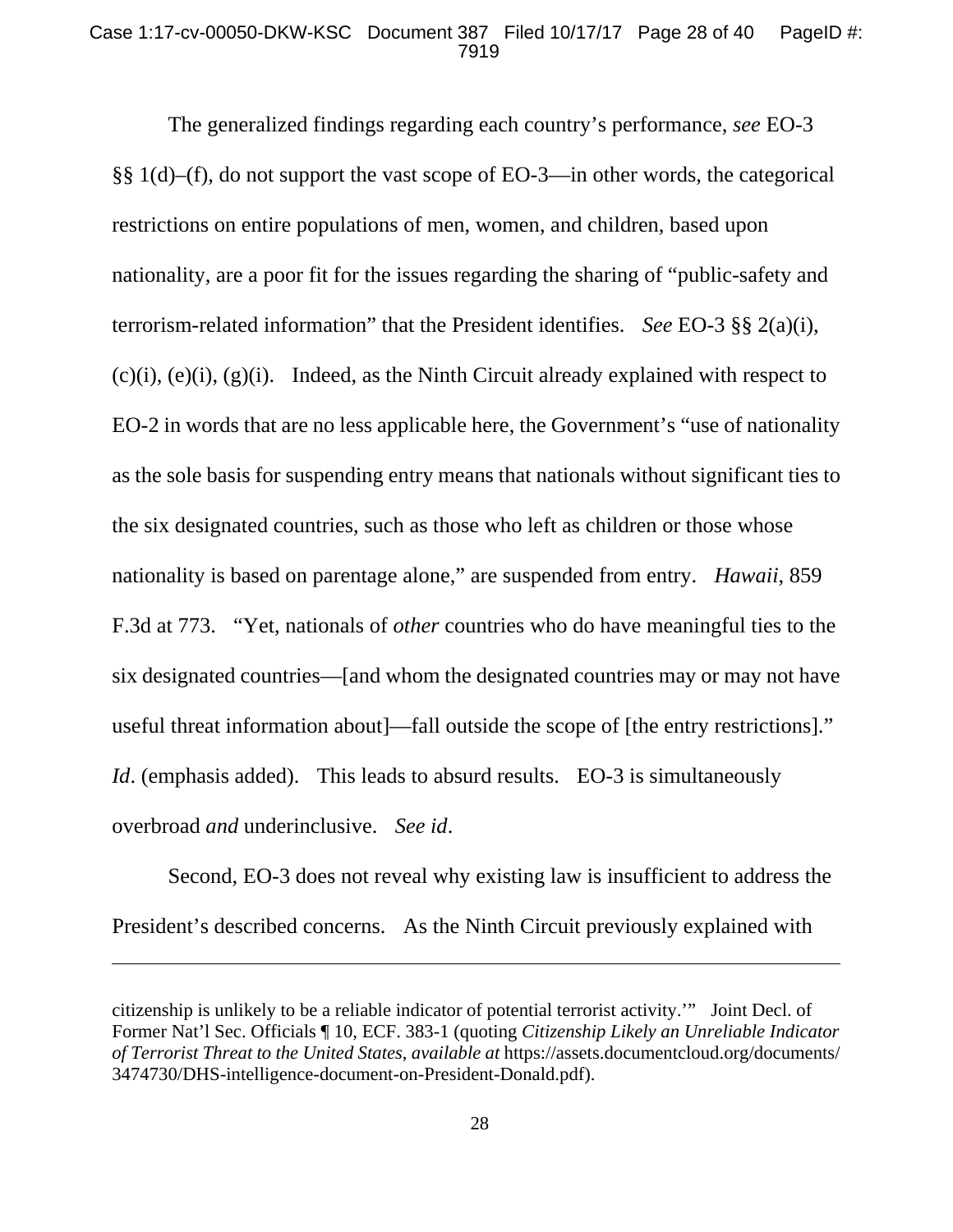The generalized findings regarding each country's performance, *see* EO-3 §§ 1(d)–(f), do not support the vast scope of EO-3—in other words, the categorical restrictions on entire populations of men, women, and children, based upon nationality, are a poor fit for the issues regarding the sharing of "public-safety and terrorism-related information" that the President identifies. *See* EO-3 §§ 2(a)(i), (c)(i), (e)(i), (g)(i). Indeed, as the Ninth Circuit already explained with respect to EO-2 in words that are no less applicable here, the Government's "use of nationality as the sole basis for suspending entry means that nationals without significant ties to the six designated countries, such as those who left as children or those whose nationality is based on parentage alone," are suspended from entry. *Hawaii*, 859 F.3d at 773. "Yet, nationals of *other* countries who do have meaningful ties to the six designated countries—[and whom the designated countries may or may not have useful threat information about]—fall outside the scope of [the entry restrictions]." *Id*. (emphasis added). This leads to absurd results. EO-3 is simultaneously overbroad *and* underinclusive. *See id*.

Second, EO-3 does not reveal why existing law is insufficient to address the President's described concerns. As the Ninth Circuit previously explained with

---

citizenship is unlikely to be a reliable indicator of potential terrorist activity.'" Joint Decl. of Former Nat'l Sec. Officials ¶ 10, ECF. 383-1 (quoting *Citizenship Likely an Unreliable Indicator of Terrorist Threat to the United States*, *available at* https://assets.documentcloud.org/documents/3474730/DHS-intelligence-document-on-President-Donald.pdf).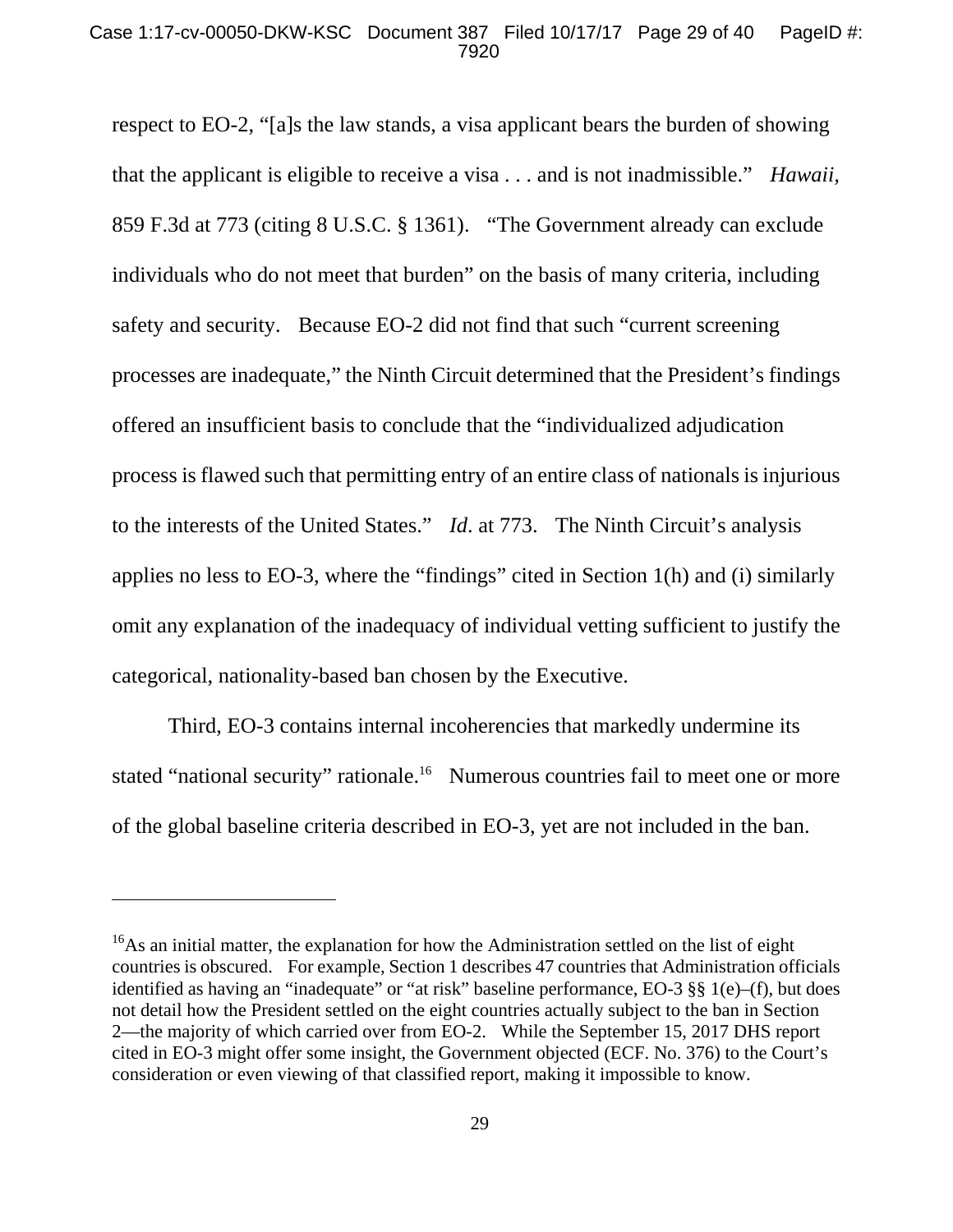respect to EO-2, "[a]s the law stands, a visa applicant bears the burden of showing that the applicant is eligible to receive a visa . . . and is not inadmissible." *Hawaii,* 859 F.3d at 773 (citing 8 U.S.C. § 1361). "The Government already can exclude individuals who do not meet that burden" on the basis of many criteria, including safety and security. Because EO-2 did not find that such "current screening processes are inadequate," the Ninth Circuit determined that the President's findings offered an insufficient basis to conclude that the "individualized adjudication process is flawed such that permitting entry of an entire class of nationals is injurious to the interests of the United States." *Id*. at 773. The Ninth Circuit's analysis applies no less to EO-3, where the "findings" cited in Section 1(h) and (i) similarly omit any explanation of the inadequacy of individual vetting sufficient to justify the categorical, nationality-based ban chosen by the Executive.

Third, EO-3 contains internal incoherencies that markedly undermine its stated "national security" rationale.[16] Numerous countries fail to meet one or more of the global baseline criteria described in EO-3, yet are not included in the ban.

---

[16]As an initial matter, the explanation for how the Administration settled on the list of eight countries is obscured. For example, Section 1 describes 47 countries that Administration officials identified as having an "inadequate" or "at risk" baseline performance, EO-3 §§ 1(e)–(f), but does not detail how the President settled on the eight countries actually subject to the ban in Section 2—the majority of which carried over from EO-2. While the September 15, 2017 DHS report cited in EO-3 might offer some insight, the Government objected (ECF. No. 376) to the Court's consideration or even viewing of that classified report, making it impossible to know.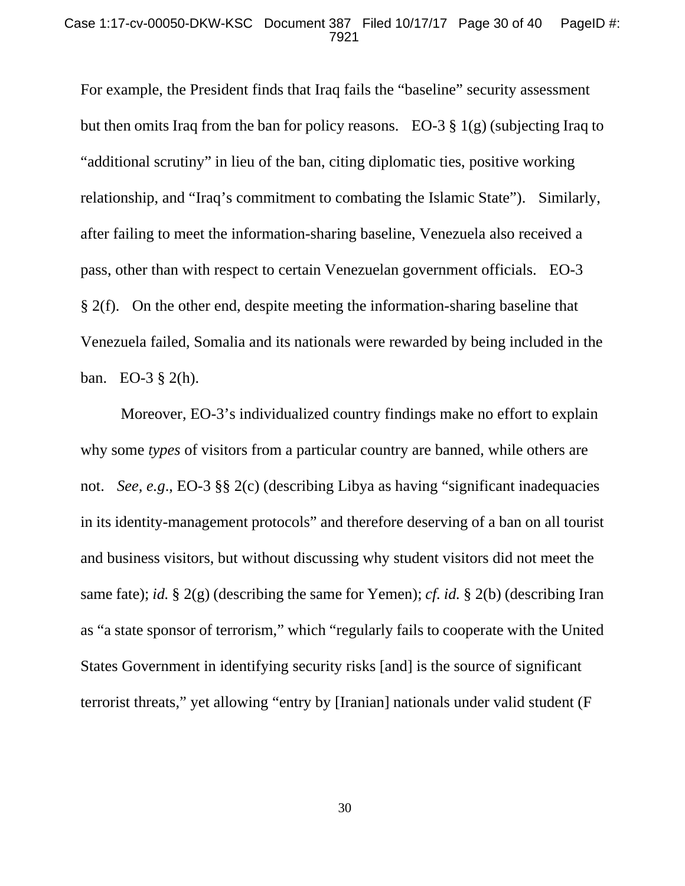For example, the President finds that Iraq fails the "baseline" security assessment but then omits Iraq from the ban for policy reasons. EO-3 § 1(g) (subjecting Iraq to "additional scrutiny" in lieu of the ban, citing diplomatic ties, positive working relationship, and "Iraq's commitment to combating the Islamic State"). Similarly, after failing to meet the information-sharing baseline, Venezuela also received a pass, other than with respect to certain Venezuelan government officials. EO-3 § 2(f). On the other end, despite meeting the information-sharing baseline that Venezuela failed, Somalia and its nationals were rewarded by being included in the ban. EO-3 § 2(h).

Moreover, EO-3's individualized country findings make no effort to explain why some *types* of visitors from a particular country are banned, while others are not. *See, e.g.*, EO-3 §§ 2(c) (describing Libya as having "significant inadequacies in its identity-management protocols" and therefore deserving of a ban on all tourist and business visitors, but without discussing why student visitors did not meet the same fate); *id.* § 2(g) (describing the same for Yemen); *cf. id.* § 2(b) (describing Iran as "a state sponsor of terrorism," which "regularly fails to cooperate with the United States Government in identifying security risks [and] is the source of significant terrorist threats," yet allowing "entry by [Iranian] nationals under valid student (F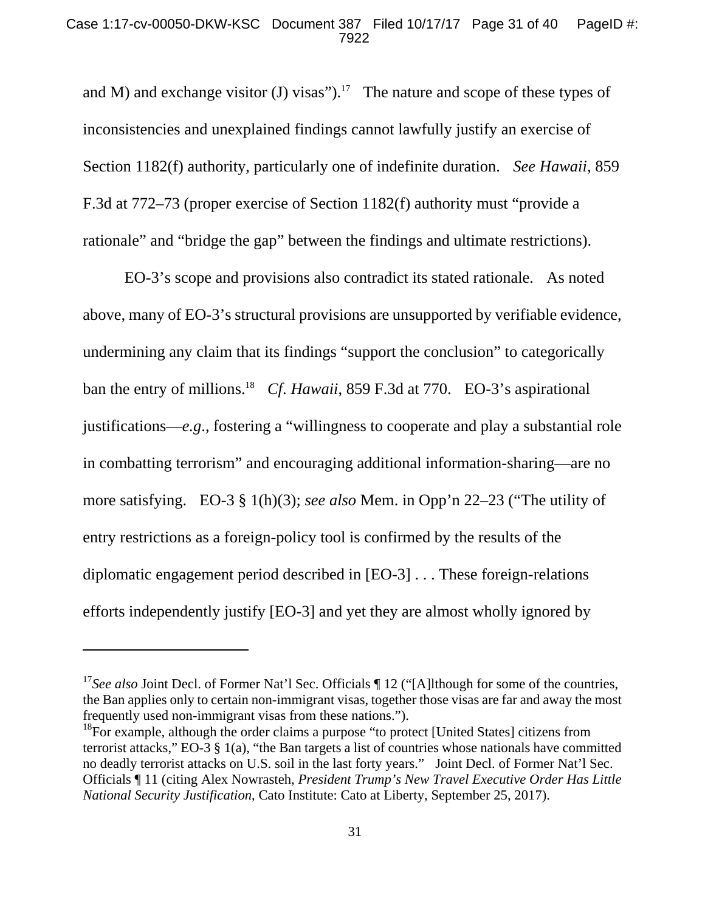and M) and exchange visitor (J) visas").[17] The nature and scope of these types of inconsistencies and unexplained findings cannot lawfully justify an exercise of Section 1182(f) authority, particularly one of indefinite duration. *See Hawaii*, 859 F.3d at 772–73 (proper exercise of Section 1182(f) authority must "provide a rationale" and "bridge the gap" between the findings and ultimate restrictions).

EO-3's scope and provisions also contradict its stated rationale. As noted above, many of EO-3's structural provisions are unsupported by verifiable evidence, undermining any claim that its findings "support the conclusion" to categorically ban the entry of millions.[18] *Cf. Hawaii*, 859 F.3d at 770. EO-3's aspirational justifications—*e.g.*, fostering a "willingness to cooperate and play a substantial role in combatting terrorism" and encouraging additional information-sharing—are no more satisfying. EO-3 § 1(h)(3); *see also* Mem. in Opp'n 22–23 ("The utility of entry restrictions as a foreign-policy tool is confirmed by the results of the diplomatic engagement period described in [EO-3] . . . These foreign-relations efforts independently justify [EO-3] and yet they are almost wholly ignored by

---

[17] *See also* Joint Decl. of Former Nat'l Sec. Officials ¶ 12 ("[A]lthough for some of the countries, the Ban applies only to certain non-immigrant visas, together those visas are far and away the most frequently used non-immigrant visas from these nations.").

[18] For example, although the order claims a purpose "to protect [United States] citizens from terrorist attacks," EO-3 § 1(a), "the Ban targets a list of countries whose nationals have committed no deadly terrorist attacks on U.S. soil in the last forty years." Joint Decl. of Former Nat'l Sec. Officials ¶ 11 (citing Alex Nowrasteh, *President Trump's New Travel Executive Order Has Little National Security Justification*, Cato Institute: Cato at Liberty, September 25, 2017).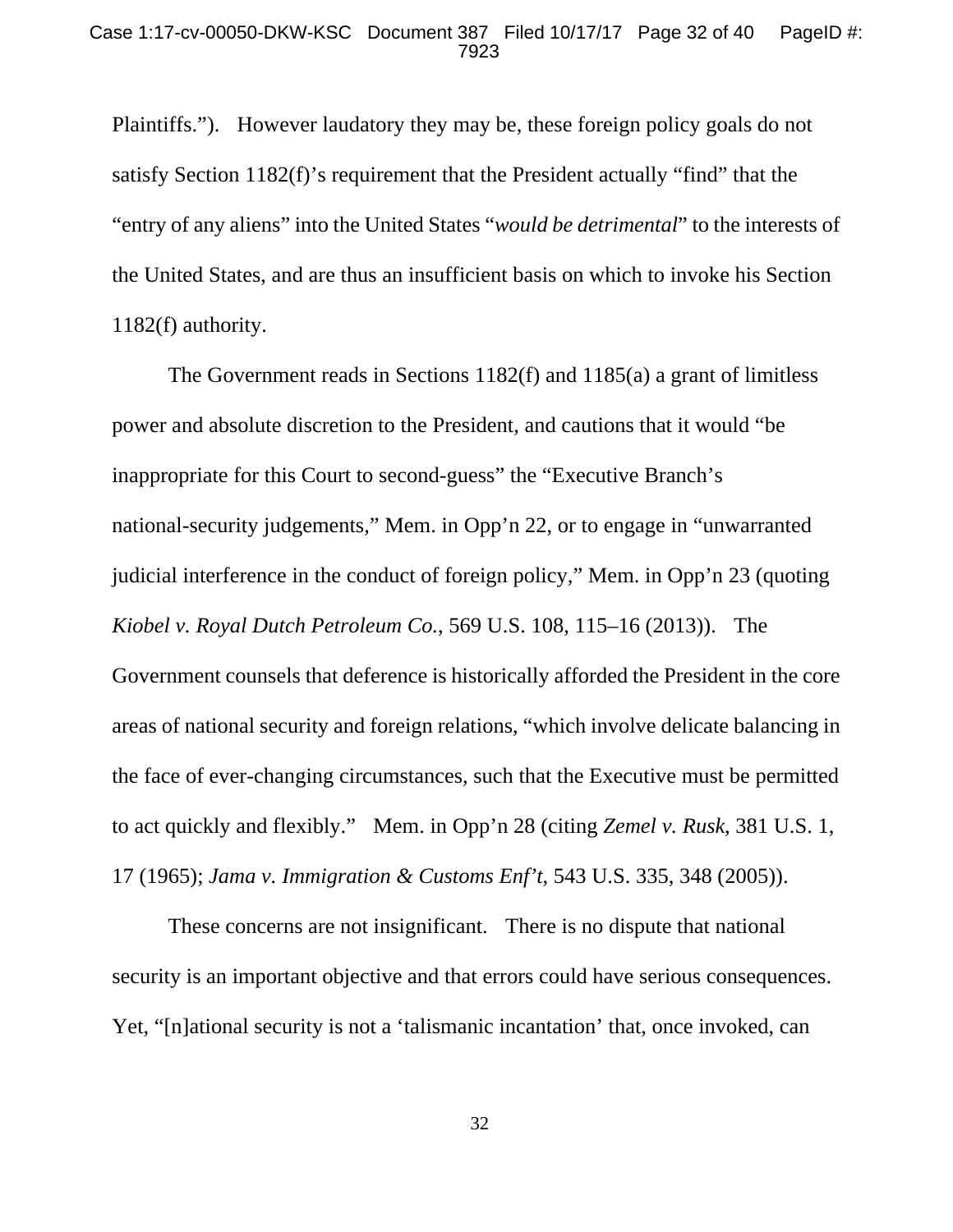Plaintiffs."). However laudatory they may be, these foreign policy goals do not satisfy Section 1182(f)'s requirement that the President actually "find" that the "entry of any aliens" into the United States "*would be detrimental*" to the interests of the United States, and are thus an insufficient basis on which to invoke his Section 1182(f) authority.

The Government reads in Sections 1182(f) and 1185(a) a grant of limitless power and absolute discretion to the President, and cautions that it would "be inappropriate for this Court to second-guess" the "Executive Branch's national-security judgements," Mem. in Opp'n 22, or to engage in "unwarranted judicial interference in the conduct of foreign policy," Mem. in Opp'n 23 (quoting *Kiobel v. Royal Dutch Petroleum Co.*, 569 U.S. 108, 115–16 (2013)). The Government counsels that deference is historically afforded the President in the core areas of national security and foreign relations, "which involve delicate balancing in the face of ever-changing circumstances, such that the Executive must be permitted to act quickly and flexibly." Mem. in Opp'n 28 (citing *Zemel v. Rusk*, 381 U.S. 1, 17 (1965); *Jama v. Immigration & Customs Enf't*, 543 U.S. 335, 348 (2005)).

These concerns are not insignificant. There is no dispute that national security is an important objective and that errors could have serious consequences. Yet, "[n]ational security is not a 'talismanic incantation' that, once invoked, can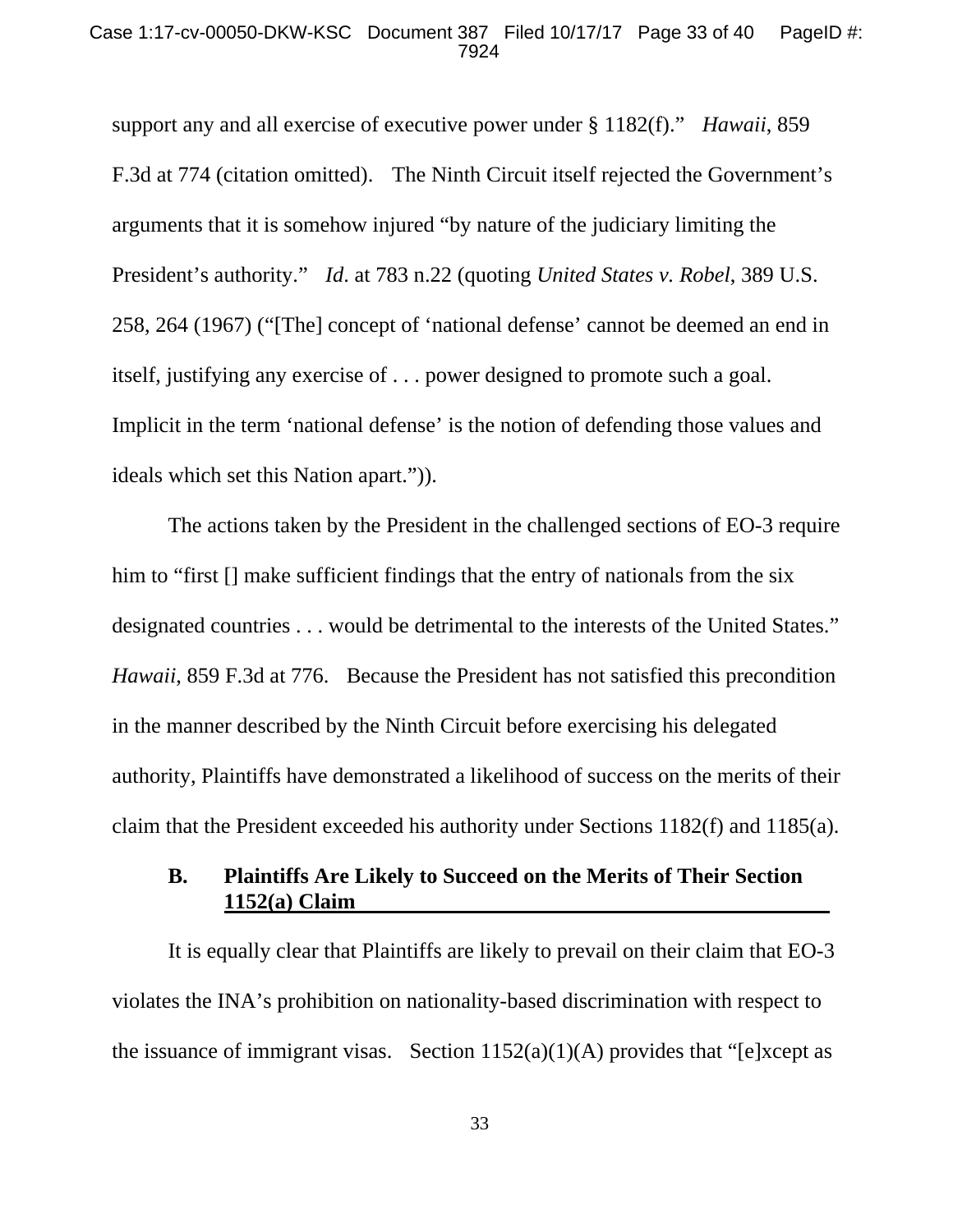support any and all exercise of executive power under § 1182(f)." *Hawaii*, 859 F.3d at 774 (citation omitted). The Ninth Circuit itself rejected the Government's arguments that it is somehow injured "by nature of the judiciary limiting the President's authority." *Id*. at 783 n.22 (quoting *United States v. Robel*, 389 U.S. 258, 264 (1967) ("[The] concept of 'national defense' cannot be deemed an end in itself, justifying any exercise of . . . power designed to promote such a goal. Implicit in the term 'national defense' is the notion of defending those values and ideals which set this Nation apart.")).

The actions taken by the President in the challenged sections of EO-3 require him to "first [] make sufficient findings that the entry of nationals from the six designated countries . . . would be detrimental to the interests of the United States." *Hawaii*, 859 F.3d at 776. Because the President has not satisfied this precondition in the manner described by the Ninth Circuit before exercising his delegated authority, Plaintiffs have demonstrated a likelihood of success on the merits of their claim that the President exceeded his authority under Sections 1182(f) and 1185(a).

### B. Plaintiffs Are Likely to Succeed on the Merits of Their Section 1152(a) Claim

It is equally clear that Plaintiffs are likely to prevail on their claim that EO-3 violates the INA's prohibition on nationality-based discrimination with respect to the issuance of immigrant visas. Section 1152(a)(1)(A) provides that "[e]xcept as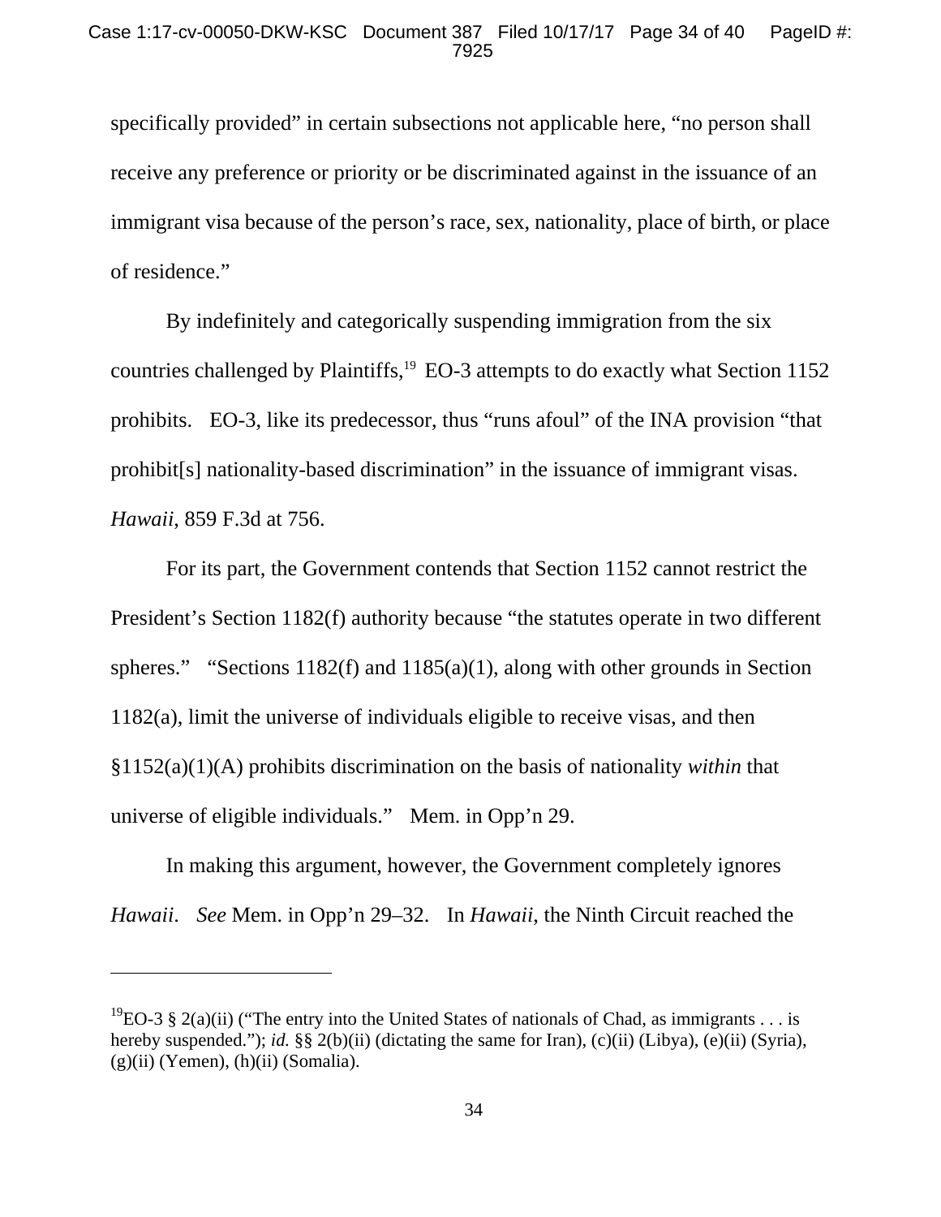specifically provided" in certain subsections not applicable here, "no person shall receive any preference or priority or be discriminated against in the issuance of an immigrant visa because of the person's race, sex, nationality, place of birth, or place of residence."

By indefinitely and categorically suspending immigration from the six countries challenged by Plaintiffs,[19] EO-3 attempts to do exactly what Section 1152 prohibits. EO-3, like its predecessor, thus "runs afoul" of the INA provision "that prohibit[s] nationality-based discrimination" in the issuance of immigrant visas. *Hawaii*, 859 F.3d at 756.

For its part, the Government contends that Section 1152 cannot restrict the President's Section 1182(f) authority because "the statutes operate in two different spheres." "Sections 1182(f) and 1185(a)(1), along with other grounds in Section 1182(a), limit the universe of individuals eligible to receive visas, and then §1152(a)(1)(A) prohibits discrimination on the basis of nationality *within* that universe of eligible individuals." Mem. in Opp'n 29.

In making this argument, however, the Government completely ignores *Hawaii*. *See* Mem. in Opp'n 29–32. In *Hawaii*, the Ninth Circuit reached the

---

[19] EO-3 § 2(a)(ii) ("The entry into the United States of nationals of Chad, as immigrants . . . is hereby suspended."); *id.* §§ 2(b)(ii) (dictating the same for Iran), (c)(ii) (Libya), (e)(ii) (Syria), (g)(ii) (Yemen), (h)(ii) (Somalia).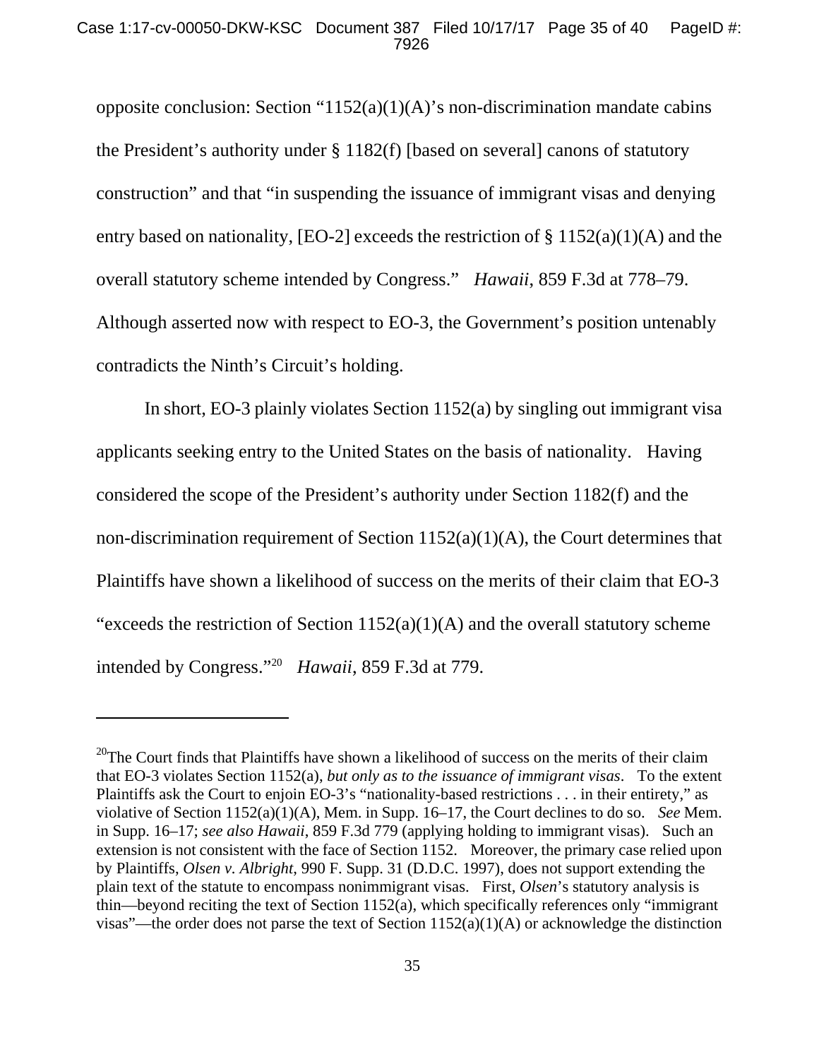opposite conclusion: Section "1152(a)(1)(A)'s non-discrimination mandate cabins the President's authority under § 1182(f) [based on several] canons of statutory construction" and that "in suspending the issuance of immigrant visas and denying entry based on nationality, [EO-2] exceeds the restriction of § 1152(a)(1)(A) and the overall statutory scheme intended by Congress." *Hawaii*, 859 F.3d at 778–79. Although asserted now with respect to EO-3, the Government's position untenably contradicts the Ninth's Circuit's holding.

In short, EO-3 plainly violates Section 1152(a) by singling out immigrant visa applicants seeking entry to the United States on the basis of nationality. Having considered the scope of the President's authority under Section 1182(f) and the non-discrimination requirement of Section 1152(a)(1)(A), the Court determines that Plaintiffs have shown a likelihood of success on the merits of their claim that EO-3 "exceeds the restriction of Section 1152(a)(1)(A) and the overall statutory scheme intended by Congress."[20] *Hawaii*, 859 F.3d at 779.

---

[20]The Court finds that Plaintiffs have shown a likelihood of success on the merits of their claim that EO-3 violates Section 1152(a), *but only as to the issuance of immigrant visas*. To the extent Plaintiffs ask the Court to enjoin EO-3's "nationality-based restrictions . . . in their entirety," as violative of Section 1152(a)(1)(A), Mem. in Supp. 16–17, the Court declines to do so. *See* Mem. in Supp. 16–17; *see also Hawaii*, 859 F.3d 779 (applying holding to immigrant visas). Such an extension is not consistent with the face of Section 1152. Moreover, the primary case relied upon by Plaintiffs, *Olsen v. Albright*, 990 F. Supp. 31 (D.D.C. 1997), does not support extending the plain text of the statute to encompass nonimmigrant visas. First, *Olsen*'s statutory analysis is thin—beyond reciting the text of Section 1152(a), which specifically references only "immigrant visas"—the order does not parse the text of Section 1152(a)(1)(A) or acknowledge the distinction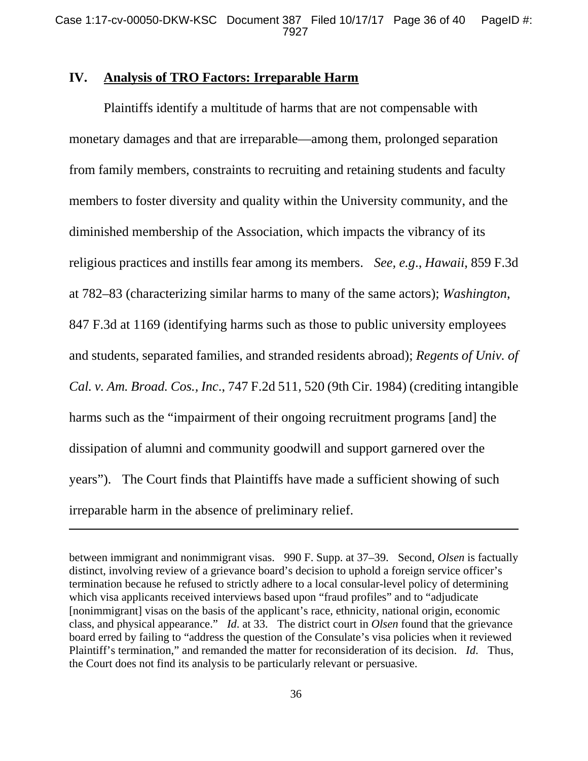## IV. Analysis of TRO Factors: Irreparable Harm

Plaintiffs identify a multitude of harms that are not compensable with monetary damages and that are irreparable—among them, prolonged separation from family members, constraints to recruiting and retaining students and faculty members to foster diversity and quality within the University community, and the diminished membership of the Association, which impacts the vibrancy of its religious practices and instills fear among its members. *See, e.g.*, *Hawaii*, 859 F.3d at 782–83 (characterizing similar harms to many of the same actors); *Washington*, 847 F.3d at 1169 (identifying harms such as those to public university employees and students, separated families, and stranded residents abroad); *Regents of Univ. of Cal. v. Am. Broad. Cos., Inc*., 747 F.2d 511, 520 (9th Cir. 1984) (crediting intangible harms such as the "impairment of their ongoing recruitment programs [and] the dissipation of alumni and community goodwill and support garnered over the years"). The Court finds that Plaintiffs have made a sufficient showing of such irreparable harm in the absence of preliminary relief.

---

between immigrant and nonimmigrant visas. 990 F. Supp. at 37–39. Second, *Olsen* is factually distinct, involving review of a grievance board's decision to uphold a foreign service officer's termination because he refused to strictly adhere to a local consular-level policy of determining which visa applicants received interviews based upon "fraud profiles" and to "adjudicate [nonimmigrant] visas on the basis of the applicant's race, ethnicity, national origin, economic class, and physical appearance." *Id.* at 33. The district court in *Olsen* found that the grievance board erred by failing to "address the question of the Consulate's visa policies when it reviewed Plaintiff's termination," and remanded the matter for reconsideration of its decision. *Id.* Thus, the Court does not find its analysis to be particularly relevant or persuasive.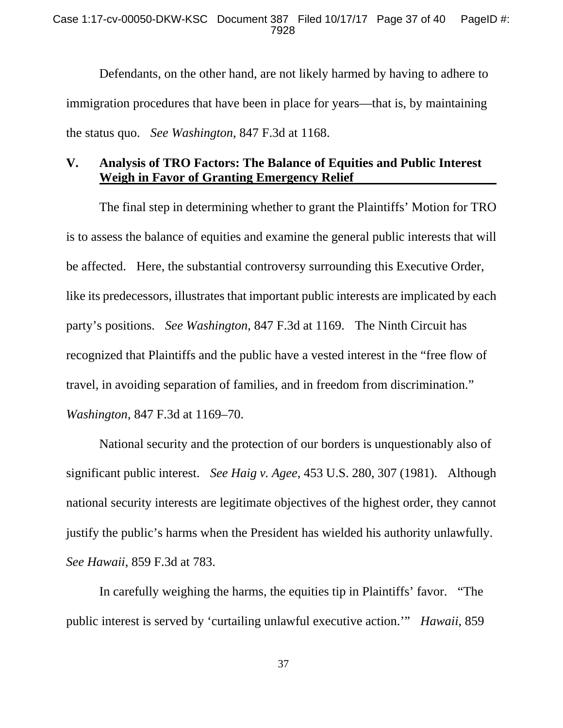Defendants, on the other hand, are not likely harmed by having to adhere to immigration procedures that have been in place for years—that is, by maintaining the status quo. *See Washington*, 847 F.3d at 1168.

## V. Analysis of TRO Factors: The Balance of Equities and Public Interest Weigh in Favor of Granting Emergency Relief

The final step in determining whether to grant the Plaintiffs' Motion for TRO is to assess the balance of equities and examine the general public interests that will be affected. Here, the substantial controversy surrounding this Executive Order, like its predecessors, illustrates that important public interests are implicated by each party's positions. *See Washington*, 847 F.3d at 1169. The Ninth Circuit has recognized that Plaintiffs and the public have a vested interest in the "free flow of travel, in avoiding separation of families, and in freedom from discrimination." *Washington*, 847 F.3d at 1169–70.

National security and the protection of our borders is unquestionably also of significant public interest. *See Haig v. Agee*, 453 U.S. 280, 307 (1981). Although national security interests are legitimate objectives of the highest order, they cannot justify the public's harms when the President has wielded his authority unlawfully. *See Hawaii*, 859 F.3d at 783.

In carefully weighing the harms, the equities tip in Plaintiffs' favor. "The public interest is served by 'curtailing unlawful executive action.'" *Hawaii*, 859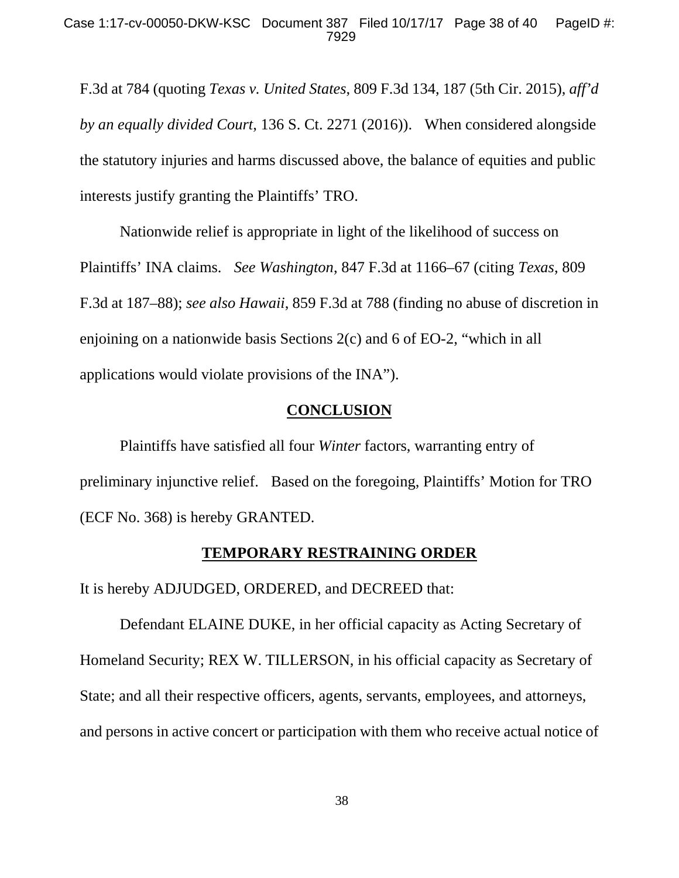F.3d at 784 (quoting *Texas v. United States*, 809 F.3d 134, 187 (5th Cir. 2015), *aff'd by an equally divided Court*, 136 S. Ct. 2271 (2016)). When considered alongside the statutory injuries and harms discussed above, the balance of equities and public interests justify granting the Plaintiffs' TRO.

Nationwide relief is appropriate in light of the likelihood of success on Plaintiffs' INA claims. *See Washington*, 847 F.3d at 1166–67 (citing *Texas*, 809 F.3d at 187–88); *see also Hawaii*, 859 F.3d at 788 (finding no abuse of discretion in enjoining on a nationwide basis Sections 2(c) and 6 of EO-2, "which in all applications would violate provisions of the INA").

## **CONCLUSION**

Plaintiffs have satisfied all four *Winter* factors, warranting entry of preliminary injunctive relief. Based on the foregoing, Plaintiffs' Motion for TRO (ECF No. 368) is hereby GRANTED.

## **TEMPORARY RESTRAINING ORDER**

It is hereby ADJUDGED, ORDERED, and DECREED that:

Defendant ELAINE DUKE, in her official capacity as Acting Secretary of Homeland Security; REX W. TILLERSON, in his official capacity as Secretary of State; and all their respective officers, agents, servants, employees, and attorneys, and persons in active concert or participation with them who receive actual notice of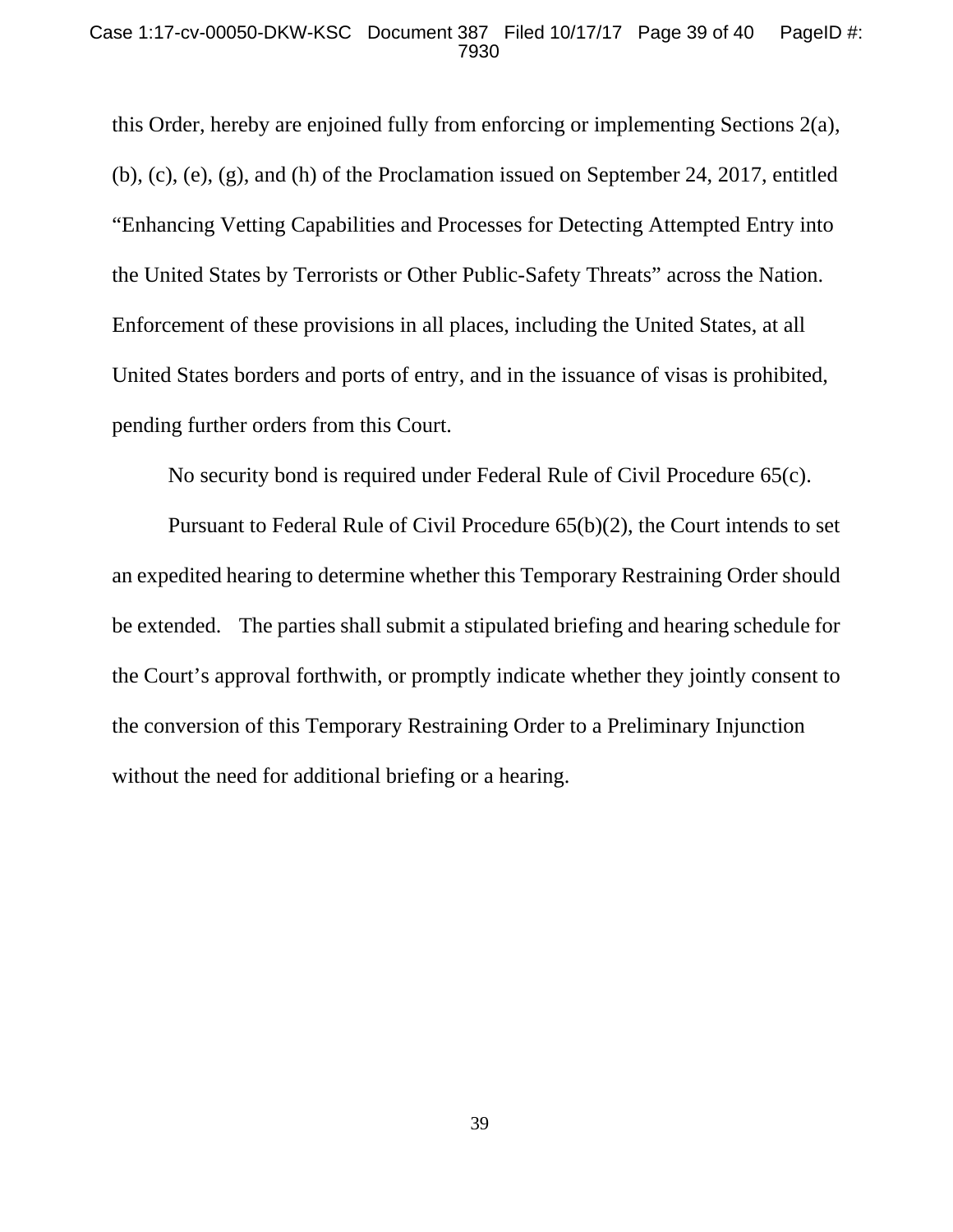this Order, hereby are enjoined fully from enforcing or implementing Sections 2(a), (b), (c), (e), (g), and (h) of the Proclamation issued on September 24, 2017, entitled "Enhancing Vetting Capabilities and Processes for Detecting Attempted Entry into the United States by Terrorists or Other Public-Safety Threats" across the Nation. Enforcement of these provisions in all places, including the United States, at all United States borders and ports of entry, and in the issuance of visas is prohibited, pending further orders from this Court.

No security bond is required under Federal Rule of Civil Procedure 65(c).

Pursuant to Federal Rule of Civil Procedure 65(b)(2), the Court intends to set an expedited hearing to determine whether this Temporary Restraining Order should be extended. The parties shall submit a stipulated briefing and hearing schedule for the Court's approval forthwith, or promptly indicate whether they jointly consent to the conversion of this Temporary Restraining Order to a Preliminary Injunction without the need for additional briefing or a hearing.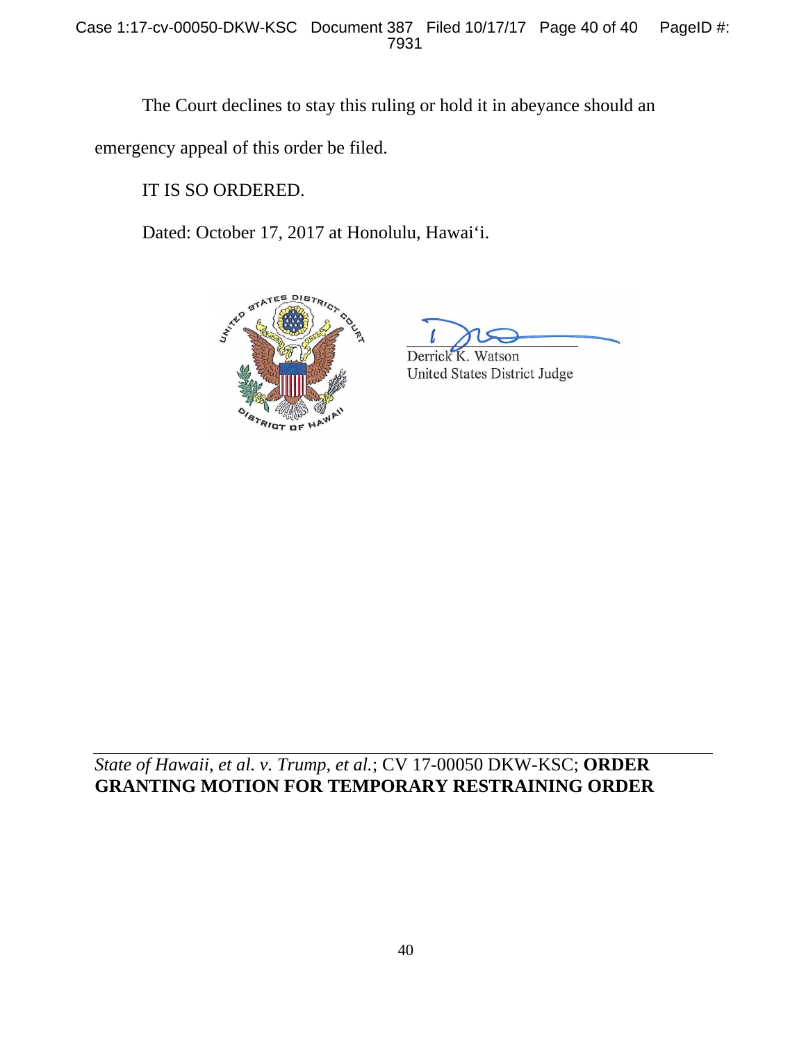The Court declines to stay this ruling or hold it in abeyance should an emergency appeal of this order be filed.

IT IS SO ORDERED.

Dated: October 17, 2017 at Honolulu, Hawai'i.

Derrick K. Watson
United States District Judge

---

*State of Hawaii, et al. v. Trump, et al.*; CV 17-00050 DKW-KSC; **ORDER GRANTING MOTION FOR TEMPORARY RESTRAINING ORDER**